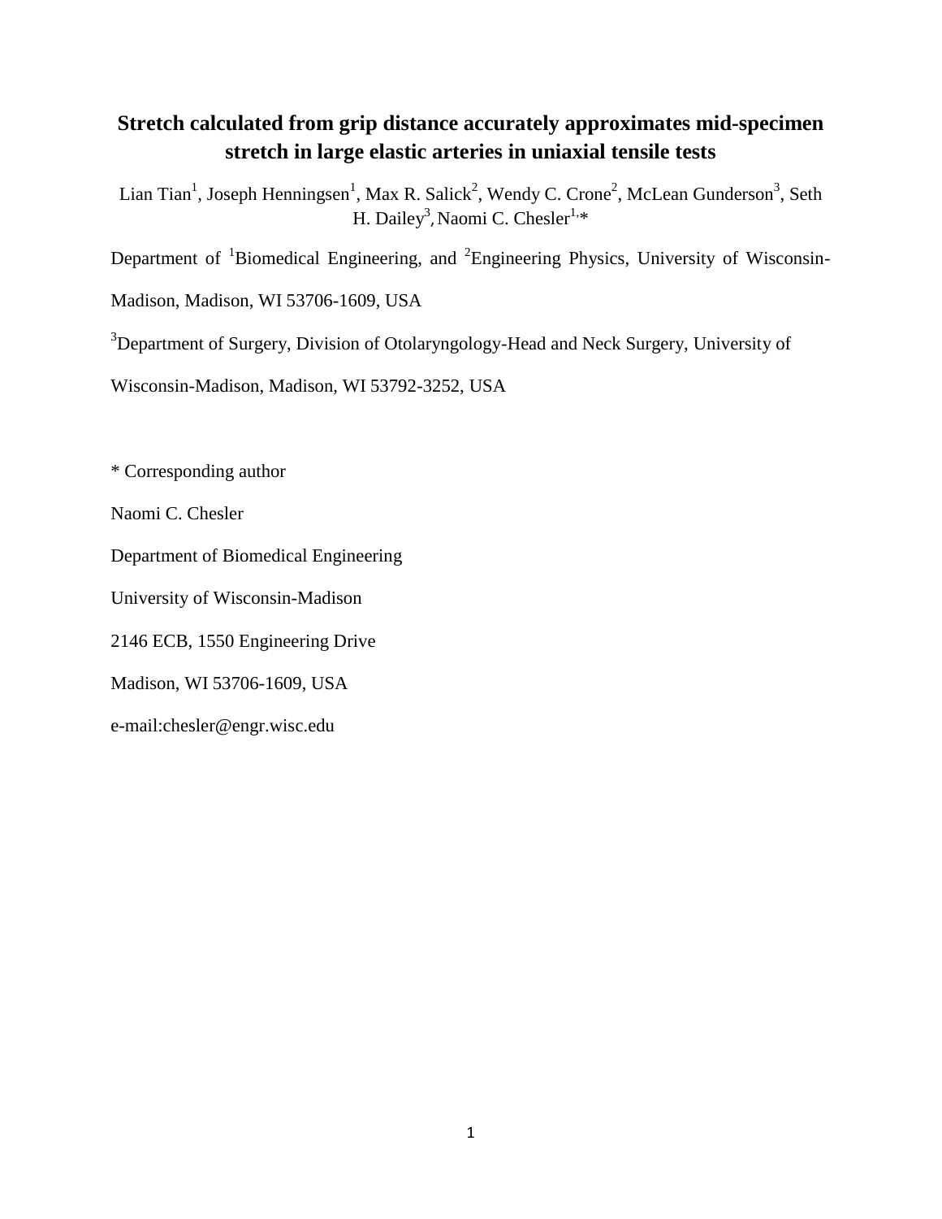# Stretch calculated from grip distance accurately approximates mid-specimen stretch in large elastic arteries in uniaxial tensile tests

Lian Tian[1], Joseph Henningsen[1], Max R. Salick[2], Wendy C. Crone[2], McLean Gunderson[3], Seth H. Dailey[3], Naomi C. Chesler[1,*]

Department of [1]Biomedical Engineering, and [2]Engineering Physics, University of Wisconsin-Madison, Madison, WI 53706-1609, USA

[3]Department of Surgery, Division of Otolaryngology-Head and Neck Surgery, University of Wisconsin-Madison, Madison, WI 53792-3252, USA

* Corresponding author

Naomi C. Chesler

Department of Biomedical Engineering

University of Wisconsin-Madison

2146 ECB, 1550 Engineering Drive

Madison, WI 53706-1609, USA

e-mail:chesler@engr.wisc.edu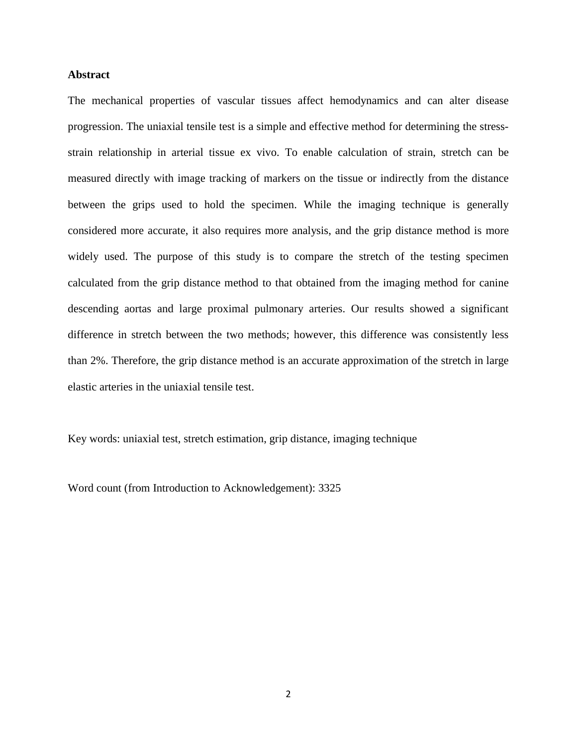## Abstract

The mechanical properties of vascular tissues affect hemodynamics and can alter disease progression. The uniaxial tensile test is a simple and effective method for determining the stress-strain relationship in arterial tissue ex vivo. To enable calculation of strain, stretch can be measured directly with image tracking of markers on the tissue or indirectly from the distance between the grips used to hold the specimen. While the imaging technique is generally considered more accurate, it also requires more analysis, and the grip distance method is more widely used. The purpose of this study is to compare the stretch of the testing specimen calculated from the grip distance method to that obtained from the imaging method for canine descending aortas and large proximal pulmonary arteries. Our results showed a significant difference in stretch between the two methods; however, this difference was consistently less than 2%. Therefore, the grip distance method is an accurate approximation of the stretch in large elastic arteries in the uniaxial tensile test.

Key words: uniaxial test, stretch estimation, grip distance, imaging technique

Word count (from Introduction to Acknowledgement): 3325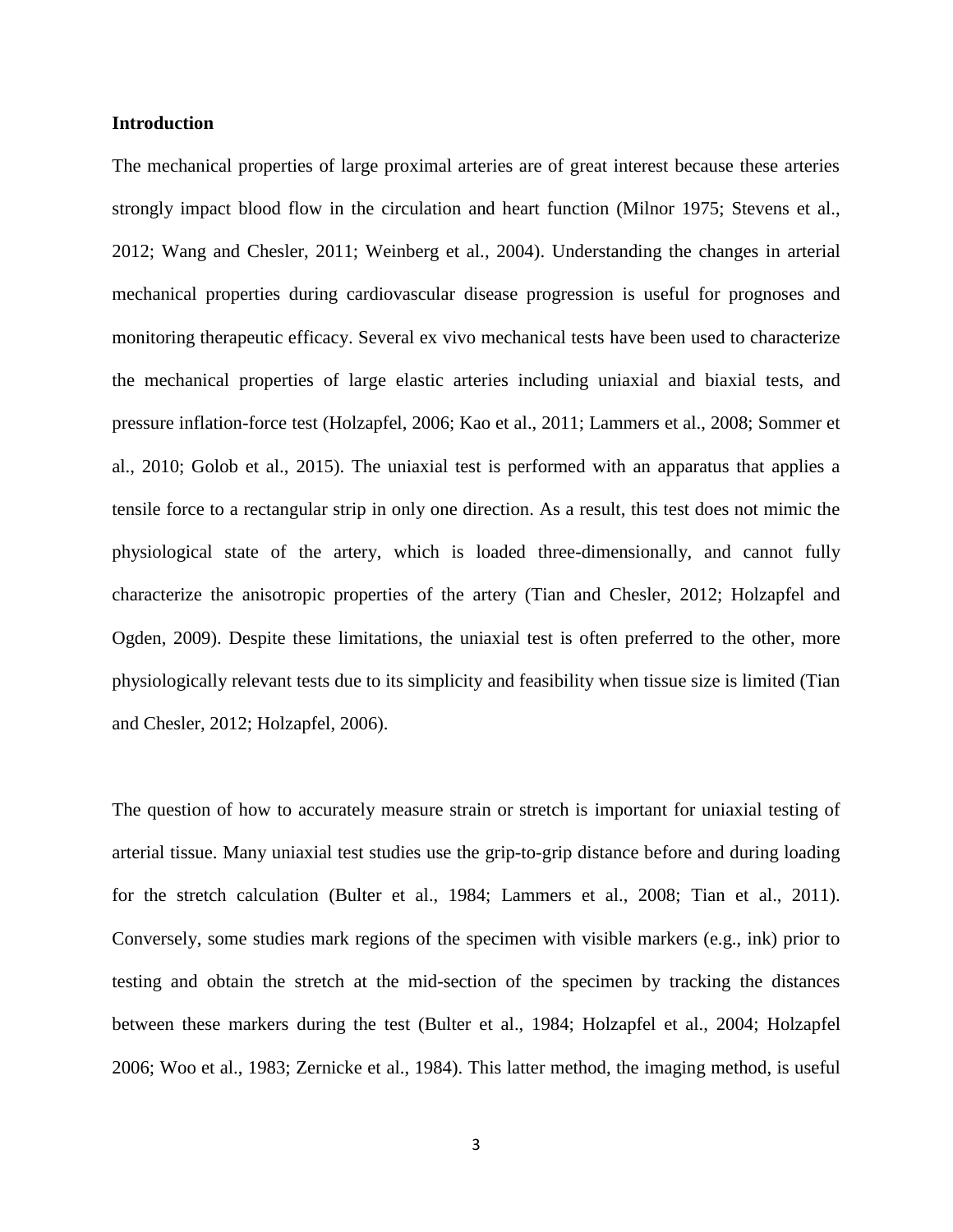## Introduction

The mechanical properties of large proximal arteries are of great interest because these arteries strongly impact blood flow in the circulation and heart function (Milnor 1975; Stevens et al., 2012; Wang and Chesler, 2011; Weinberg et al., 2004). Understanding the changes in arterial mechanical properties during cardiovascular disease progression is useful for prognoses and monitoring therapeutic efficacy. Several ex vivo mechanical tests have been used to characterize the mechanical properties of large elastic arteries including uniaxial and biaxial tests, and pressure inflation-force test (Holzapfel, 2006; Kao et al., 2011; Lammers et al., 2008; Sommer et al., 2010; Golob et al., 2015). The uniaxial test is performed with an apparatus that applies a tensile force to a rectangular strip in only one direction. As a result, this test does not mimic the physiological state of the artery, which is loaded three-dimensionally, and cannot fully characterize the anisotropic properties of the artery (Tian and Chesler, 2012; Holzapfel and Ogden, 2009). Despite these limitations, the uniaxial test is often preferred to the other, more physiologically relevant tests due to its simplicity and feasibility when tissue size is limited (Tian and Chesler, 2012; Holzapfel, 2006).

The question of how to accurately measure strain or stretch is important for uniaxial testing of arterial tissue. Many uniaxial test studies use the grip-to-grip distance before and during loading for the stretch calculation (Bulter et al., 1984; Lammers et al., 2008; Tian et al., 2011). Conversely, some studies mark regions of the specimen with visible markers (e.g., ink) prior to testing and obtain the stretch at the mid-section of the specimen by tracking the distances between these markers during the test (Bulter et al., 1984; Holzapfel et al., 2004; Holzapfel 2006; Woo et al., 1983; Zernicke et al., 1984). This latter method, the imaging method, is useful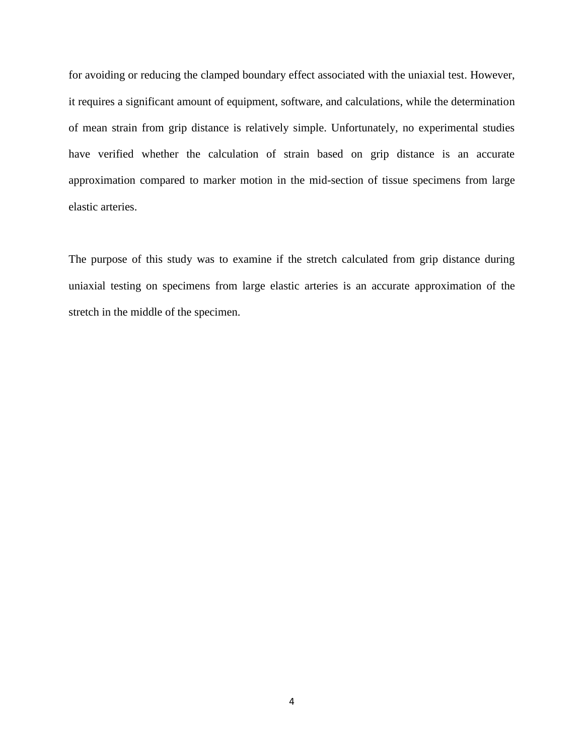for avoiding or reducing the clamped boundary effect associated with the uniaxial test. However, it requires a significant amount of equipment, software, and calculations, while the determination of mean strain from grip distance is relatively simple. Unfortunately, no experimental studies have verified whether the calculation of strain based on grip distance is an accurate approximation compared to marker motion in the mid-section of tissue specimens from large elastic arteries.

The purpose of this study was to examine if the stretch calculated from grip distance during uniaxial testing on specimens from large elastic arteries is an accurate approximation of the stretch in the middle of the specimen.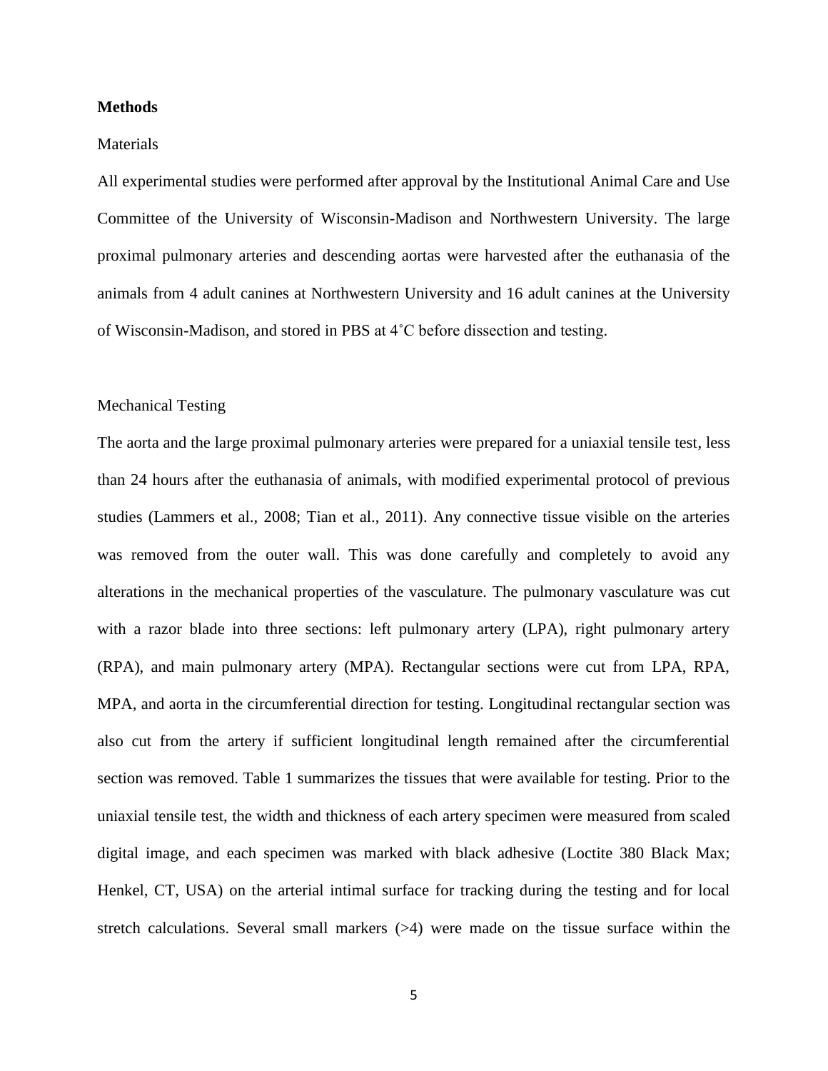## Methods

### Materials

All experimental studies were performed after approval by the Institutional Animal Care and Use Committee of the University of Wisconsin-Madison and Northwestern University. The large proximal pulmonary arteries and descending aortas were harvested after the euthanasia of the animals from 4 adult canines at Northwestern University and 16 adult canines at the University of Wisconsin-Madison, and stored in PBS at 4˚C before dissection and testing.

### Mechanical Testing

The aorta and the large proximal pulmonary arteries were prepared for a uniaxial tensile test, less than 24 hours after the euthanasia of animals, with modified experimental protocol of previous studies (Lammers et al., 2008; Tian et al., 2011). Any connective tissue visible on the arteries was removed from the outer wall. This was done carefully and completely to avoid any alterations in the mechanical properties of the vasculature. The pulmonary vasculature was cut with a razor blade into three sections: left pulmonary artery (LPA), right pulmonary artery (RPA), and main pulmonary artery (MPA). Rectangular sections were cut from LPA, RPA, MPA, and aorta in the circumferential direction for testing. Longitudinal rectangular section was also cut from the artery if sufficient longitudinal length remained after the circumferential section was removed. Table 1 summarizes the tissues that were available for testing. Prior to the uniaxial tensile test, the width and thickness of each artery specimen were measured from scaled digital image, and each specimen was marked with black adhesive (Loctite 380 Black Max; Henkel, CT, USA) on the arterial intimal surface for tracking during the testing and for local stretch calculations. Several small markers (>4) were made on the tissue surface within the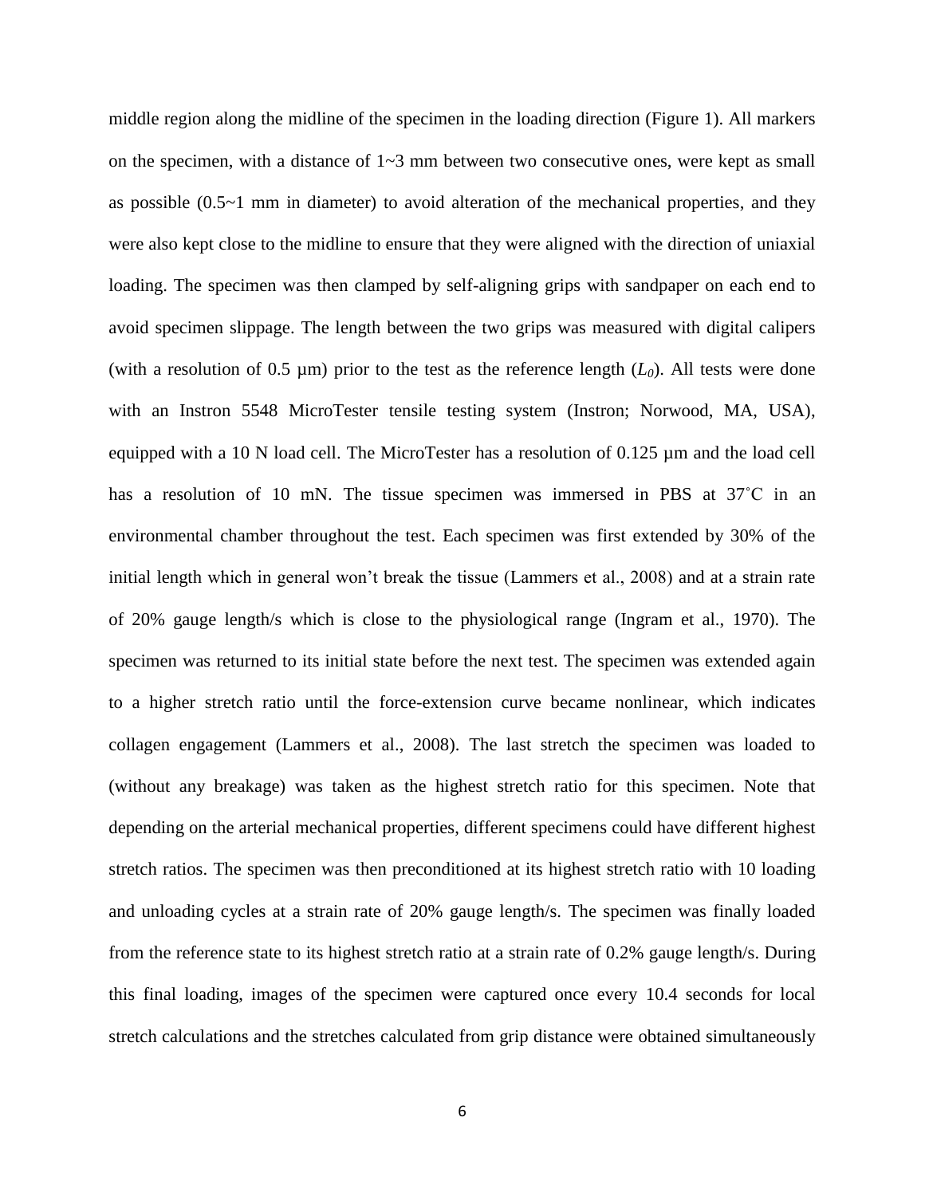middle region along the midline of the specimen in the loading direction (Figure 1). All markers on the specimen, with a distance of 1~3 mm between two consecutive ones, were kept as small as possible (0.5~1 mm in diameter) to avoid alteration of the mechanical properties, and they were also kept close to the midline to ensure that they were aligned with the direction of uniaxial loading. The specimen was then clamped by self-aligning grips with sandpaper on each end to avoid specimen slippage. The length between the two grips was measured with digital calipers (with a resolution of 0.5 µm) prior to the test as the reference length ($L_0$). All tests were done with an Instron 5548 MicroTester tensile testing system (Instron; Norwood, MA, USA), equipped with a 10 N load cell. The MicroTester has a resolution of 0.125 µm and the load cell has a resolution of 10 mN. The tissue specimen was immersed in PBS at 37˚C in an environmental chamber throughout the test. Each specimen was first extended by 30% of the initial length which in general won't break the tissue (Lammers et al., 2008) and at a strain rate of 20% gauge length/s which is close to the physiological range (Ingram et al., 1970). The specimen was returned to its initial state before the next test. The specimen was extended again to a higher stretch ratio until the force-extension curve became nonlinear, which indicates collagen engagement (Lammers et al., 2008). The last stretch the specimen was loaded to (without any breakage) was taken as the highest stretch ratio for this specimen. Note that depending on the arterial mechanical properties, different specimens could have different highest stretch ratios. The specimen was then preconditioned at its highest stretch ratio with 10 loading and unloading cycles at a strain rate of 20% gauge length/s. The specimen was finally loaded from the reference state to its highest stretch ratio at a strain rate of 0.2% gauge length/s. During this final loading, images of the specimen were captured once every 10.4 seconds for local stretch calculations and the stretches calculated from grip distance were obtained simultaneously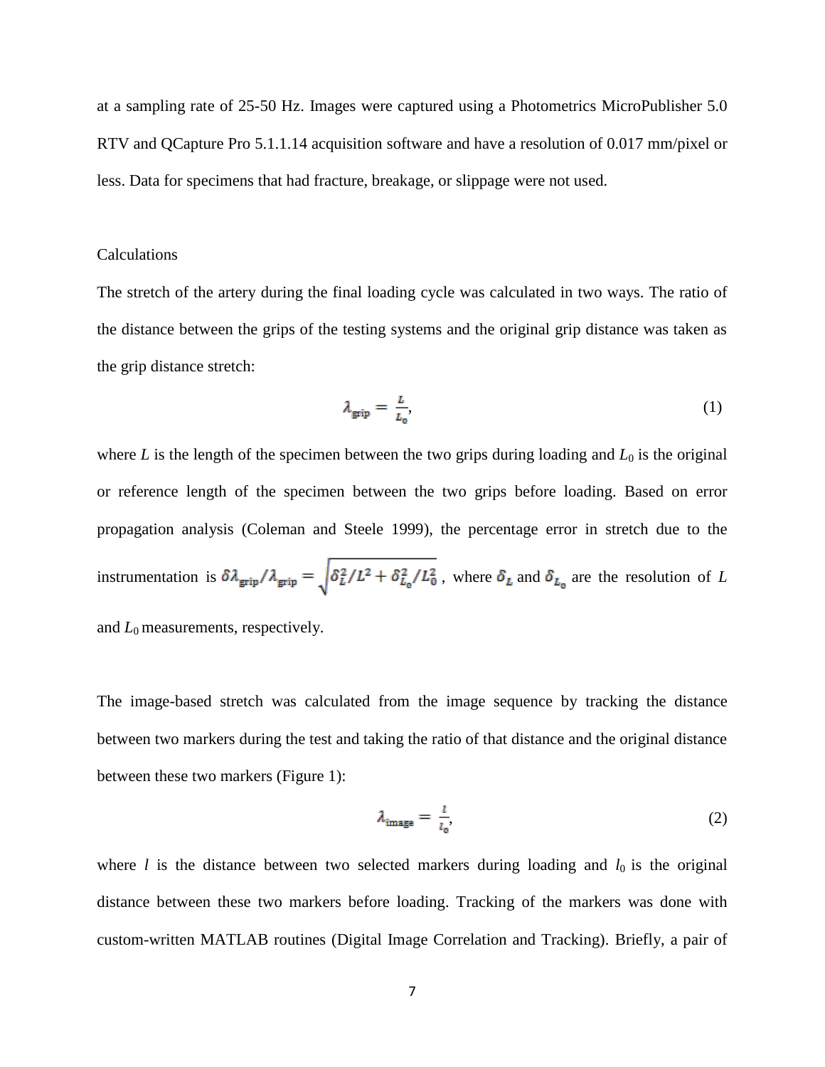at a sampling rate of 25-50 Hz. Images were captured using a Photometrics MicroPublisher 5.0 RTV and QCapture Pro 5.1.1.14 acquisition software and have a resolution of 0.017 mm/pixel or less. Data for specimens that had fracture, breakage, or slippage were not used.

## Calculations

The stretch of the artery during the final loading cycle was calculated in two ways. The ratio of the distance between the grips of the testing systems and the original grip distance was taken as the grip distance stretch:

$$\lambda_{\text{grip}} = \frac{L}{L_0}, \tag{1}$$

where $L$ is the length of the specimen between the two grips during loading and $L_0$ is the original or reference length of the specimen between the two grips before loading. Based on error propagation analysis (Coleman and Steele 1999), the percentage error in stretch due to the instrumentation is $\delta\lambda_{\text{grip}}/\lambda_{\text{grip}} = \sqrt{\delta_L^2/L^2 + \delta_{L_0}^2/L_0^2}$, where $\delta_L$ and $\delta_{L_0}$ are the resolution of $L$ and $L_0$ measurements, respectively.

The image-based stretch was calculated from the image sequence by tracking the distance between two markers during the test and taking the ratio of that distance and the original distance between these two markers (Figure 1):

$$\lambda_{\text{image}} = \frac{l}{l_0}, \tag{2}$$

where $l$ is the distance between two selected markers during loading and $l_0$ is the original distance between these two markers before loading. Tracking of the markers was done with custom-written MATLAB routines (Digital Image Correlation and Tracking). Briefly, a pair of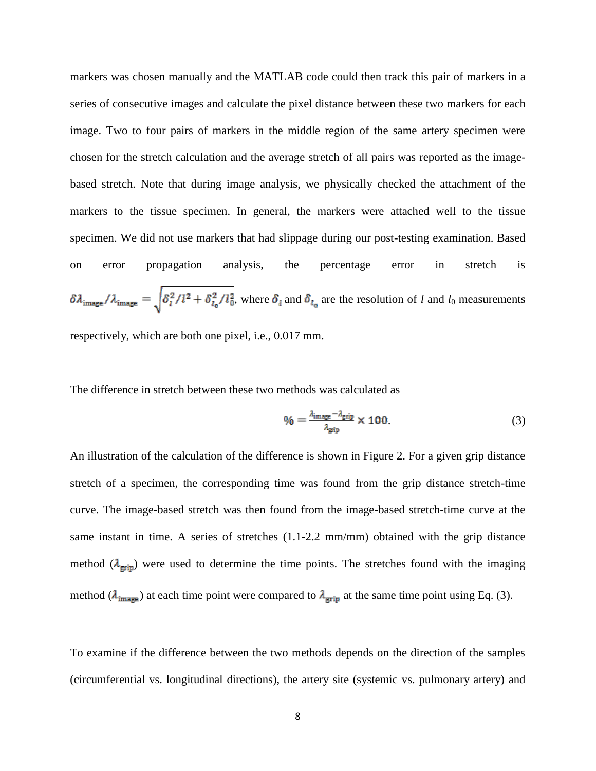markers was chosen manually and the MATLAB code could then track this pair of markers in a series of consecutive images and calculate the pixel distance between these two markers for each image. Two to four pairs of markers in the middle region of the same artery specimen were chosen for the stretch calculation and the average stretch of all pairs was reported as the image-based stretch. Note that during image analysis, we physically checked the attachment of the markers to the tissue specimen. In general, the markers were attached well to the tissue specimen. We did not use markers that had slippage during our post-testing examination. Based on error propagation analysis, the percentage error in stretch is $\delta\lambda_{\text{image}}/\lambda_{\text{image}} = \sqrt{\delta_l^2/l^2 + \delta_{l_0}^2/l_0^2}$, where $\delta_l$ and $\delta_{l_0}$ are the resolution of $l$ and $l_0$ measurements respectively, which are both one pixel, i.e., 0.017 mm.

The difference in stretch between these two methods was calculated as

$$\% = \frac{\lambda_{\text{image}} - \lambda_{\text{grip}}}{\lambda_{\text{grip}}} \times 100. \tag{3}$$

An illustration of the calculation of the difference is shown in Figure 2. For a given grip distance stretch of a specimen, the corresponding time was found from the grip distance stretch-time curve. The image-based stretch was then found from the image-based stretch-time curve at the same instant in time. A series of stretches (1.1-2.2 mm/mm) obtained with the grip distance method ($\lambda_{\text{grip}}$) were used to determine the time points. The stretches found with the imaging method ($\lambda_{\text{image}}$) at each time point were compared to $\lambda_{\text{grip}}$ at the same time point using Eq. (3).

To examine if the difference between the two methods depends on the direction of the samples (circumferential vs. longitudinal directions), the artery site (systemic vs. pulmonary artery) and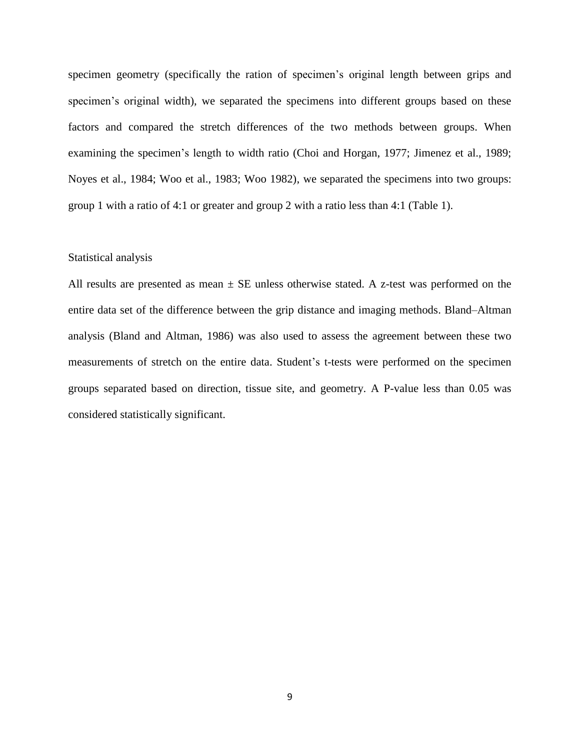specimen geometry (specifically the ration of specimen's original length between grips and specimen's original width), we separated the specimens into different groups based on these factors and compared the stretch differences of the two methods between groups. When examining the specimen's length to width ratio (Choi and Horgan, 1977; Jimenez et al., 1989; Noyes et al., 1984; Woo et al., 1983; Woo 1982), we separated the specimens into two groups: group 1 with a ratio of 4:1 or greater and group 2 with a ratio less than 4:1 (Table 1).

### Statistical analysis

All results are presented as mean ± SE unless otherwise stated. A z-test was performed on the entire data set of the difference between the grip distance and imaging methods. Bland–Altman analysis (Bland and Altman, 1986) was also used to assess the agreement between these two measurements of stretch on the entire data. Student's t-tests were performed on the specimen groups separated based on direction, tissue site, and geometry. A P-value less than 0.05 was considered statistically significant.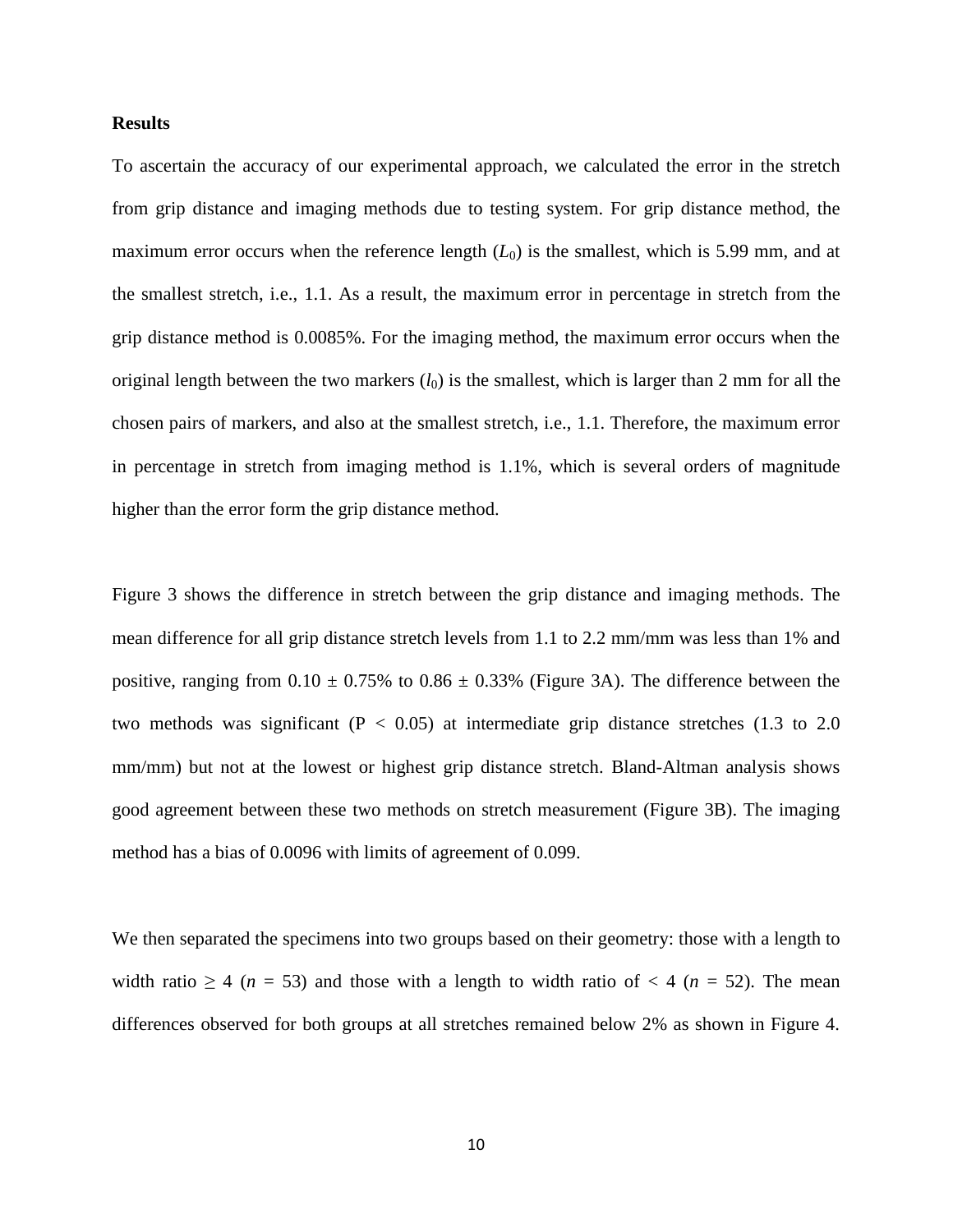## Results

To ascertain the accuracy of our experimental approach, we calculated the error in the stretch from grip distance and imaging methods due to testing system. For grip distance method, the maximum error occurs when the reference length ($L_0$) is the smallest, which is 5.99 mm, and at the smallest stretch, i.e., 1.1. As a result, the maximum error in percentage in stretch from the grip distance method is 0.0085%. For the imaging method, the maximum error occurs when the original length between the two markers ($l_0$) is the smallest, which is larger than 2 mm for all the chosen pairs of markers, and also at the smallest stretch, i.e., 1.1. Therefore, the maximum error in percentage in stretch from imaging method is 1.1%, which is several orders of magnitude higher than the error form the grip distance method.

Figure 3 shows the difference in stretch between the grip distance and imaging methods. The mean difference for all grip distance stretch levels from 1.1 to 2.2 mm/mm was less than 1% and positive, ranging from $0.10 \pm 0.75\%$ to $0.86 \pm 0.33\%$ (Figure 3A). The difference between the two methods was significant ($P < 0.05$) at intermediate grip distance stretches (1.3 to 2.0 mm/mm) but not at the lowest or highest grip distance stretch. Bland-Altman analysis shows good agreement between these two methods on stretch measurement (Figure 3B). The imaging method has a bias of 0.0096 with limits of agreement of 0.099.

We then separated the specimens into two groups based on their geometry: those with a length to width ratio $\geq 4$ ($n = 53$) and those with a length to width ratio of $< 4$ ($n = 52$). The mean differences observed for both groups at all stretches remained below 2% as shown in Figure 4.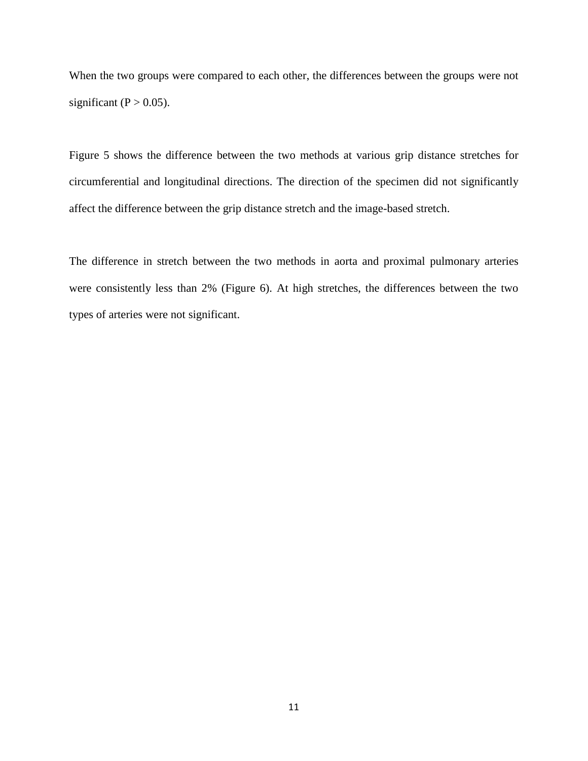When the two groups were compared to each other, the differences between the groups were not significant ($P > 0.05$).

Figure 5 shows the difference between the two methods at various grip distance stretches for circumferential and longitudinal directions. The direction of the specimen did not significantly affect the difference between the grip distance stretch and the image-based stretch.

The difference in stretch between the two methods in aorta and proximal pulmonary arteries were consistently less than 2% (Figure 6). At high stretches, the differences between the two types of arteries were not significant.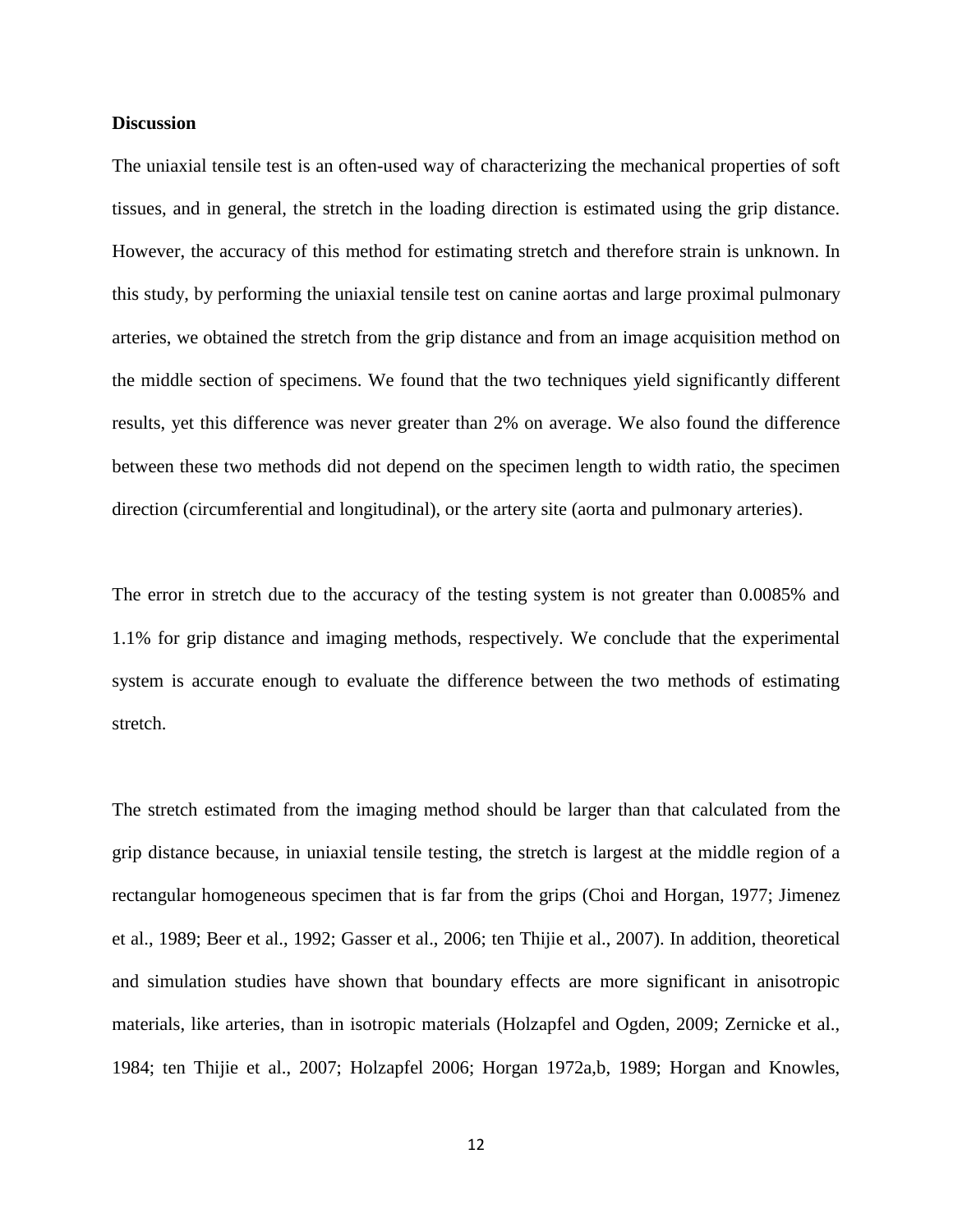**Discussion**

The uniaxial tensile test is an often-used way of characterizing the mechanical properties of soft tissues, and in general, the stretch in the loading direction is estimated using the grip distance. However, the accuracy of this method for estimating stretch and therefore strain is unknown. In this study, by performing the uniaxial tensile test on canine aortas and large proximal pulmonary arteries, we obtained the stretch from the grip distance and from an image acquisition method on the middle section of specimens. We found that the two techniques yield significantly different results, yet this difference was never greater than 2% on average. We also found the difference between these two methods did not depend on the specimen length to width ratio, the specimen direction (circumferential and longitudinal), or the artery site (aorta and pulmonary arteries).

The error in stretch due to the accuracy of the testing system is not greater than 0.0085% and 1.1% for grip distance and imaging methods, respectively. We conclude that the experimental system is accurate enough to evaluate the difference between the two methods of estimating stretch.

The stretch estimated from the imaging method should be larger than that calculated from the grip distance because, in uniaxial tensile testing, the stretch is largest at the middle region of a rectangular homogeneous specimen that is far from the grips (Choi and Horgan, 1977; Jimenez et al., 1989; Beer et al., 1992; Gasser et al., 2006; ten Thijie et al., 2007). In addition, theoretical and simulation studies have shown that boundary effects are more significant in anisotropic materials, like arteries, than in isotropic materials (Holzapfel and Ogden, 2009; Zernicke et al., 1984; ten Thijie et al., 2007; Holzapfel 2006; Horgan 1972a,b, 1989; Horgan and Knowles,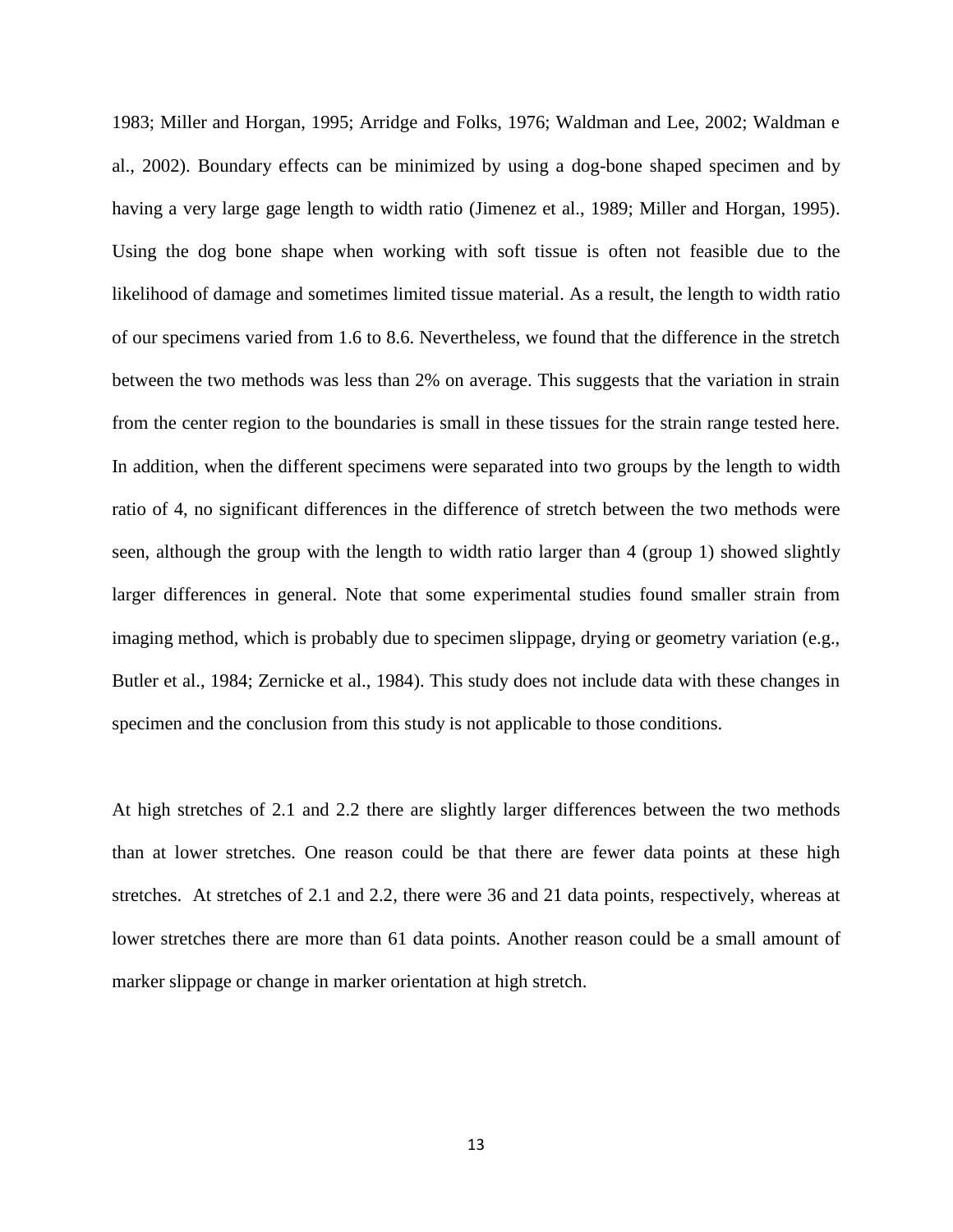1983; Miller and Horgan, 1995; Arridge and Folks, 1976; Waldman and Lee, 2002; Waldman e al., 2002). Boundary effects can be minimized by using a dog-bone shaped specimen and by having a very large gage length to width ratio (Jimenez et al., 1989; Miller and Horgan, 1995). Using the dog bone shape when working with soft tissue is often not feasible due to the likelihood of damage and sometimes limited tissue material. As a result, the length to width ratio of our specimens varied from 1.6 to 8.6. Nevertheless, we found that the difference in the stretch between the two methods was less than 2% on average. This suggests that the variation in strain from the center region to the boundaries is small in these tissues for the strain range tested here. In addition, when the different specimens were separated into two groups by the length to width ratio of 4, no significant differences in the difference of stretch between the two methods were seen, although the group with the length to width ratio larger than 4 (group 1) showed slightly larger differences in general. Note that some experimental studies found smaller strain from imaging method, which is probably due to specimen slippage, drying or geometry variation (e.g., Butler et al., 1984; Zernicke et al., 1984). This study does not include data with these changes in specimen and the conclusion from this study is not applicable to those conditions.

At high stretches of 2.1 and 2.2 there are slightly larger differences between the two methods than at lower stretches. One reason could be that there are fewer data points at these high stretches. At stretches of 2.1 and 2.2, there were 36 and 21 data points, respectively, whereas at lower stretches there are more than 61 data points. Another reason could be a small amount of marker slippage or change in marker orientation at high stretch.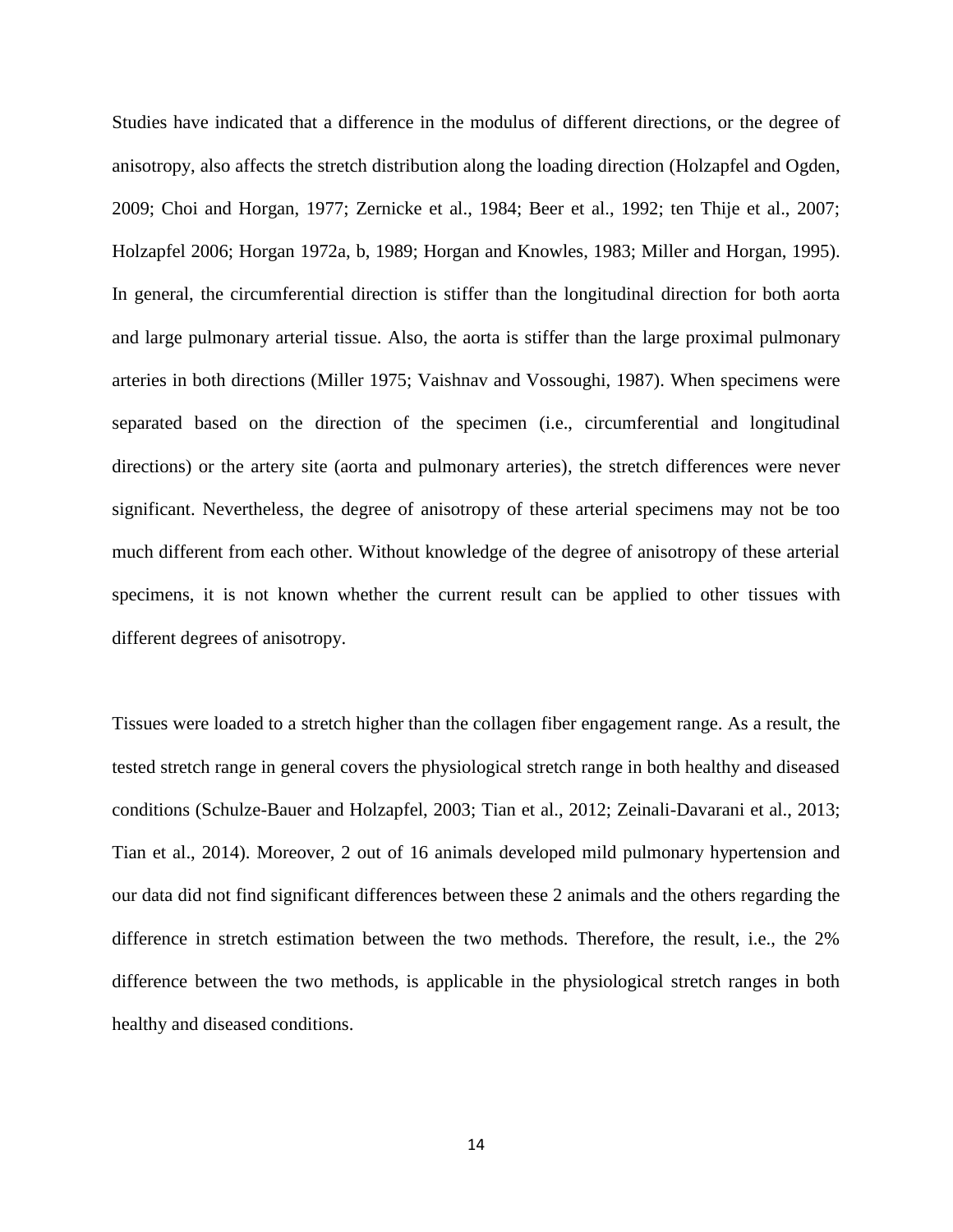Studies have indicated that a difference in the modulus of different directions, or the degree of anisotropy, also affects the stretch distribution along the loading direction (Holzapfel and Ogden, 2009; Choi and Horgan, 1977; Zernicke et al., 1984; Beer et al., 1992; ten Thije et al., 2007; Holzapfel 2006; Horgan 1972a, b, 1989; Horgan and Knowles, 1983; Miller and Horgan, 1995). In general, the circumferential direction is stiffer than the longitudinal direction for both aorta and large pulmonary arterial tissue. Also, the aorta is stiffer than the large proximal pulmonary arteries in both directions (Miller 1975; Vaishnav and Vossoughi, 1987). When specimens were separated based on the direction of the specimen (i.e., circumferential and longitudinal directions) or the artery site (aorta and pulmonary arteries), the stretch differences were never significant. Nevertheless, the degree of anisotropy of these arterial specimens may not be too much different from each other. Without knowledge of the degree of anisotropy of these arterial specimens, it is not known whether the current result can be applied to other tissues with different degrees of anisotropy.

Tissues were loaded to a stretch higher than the collagen fiber engagement range. As a result, the tested stretch range in general covers the physiological stretch range in both healthy and diseased conditions (Schulze-Bauer and Holzapfel, 2003; Tian et al., 2012; Zeinali-Davarani et al., 2013; Tian et al., 2014). Moreover, 2 out of 16 animals developed mild pulmonary hypertension and our data did not find significant differences between these 2 animals and the others regarding the difference in stretch estimation between the two methods. Therefore, the result, i.e., the 2% difference between the two methods, is applicable in the physiological stretch ranges in both healthy and diseased conditions.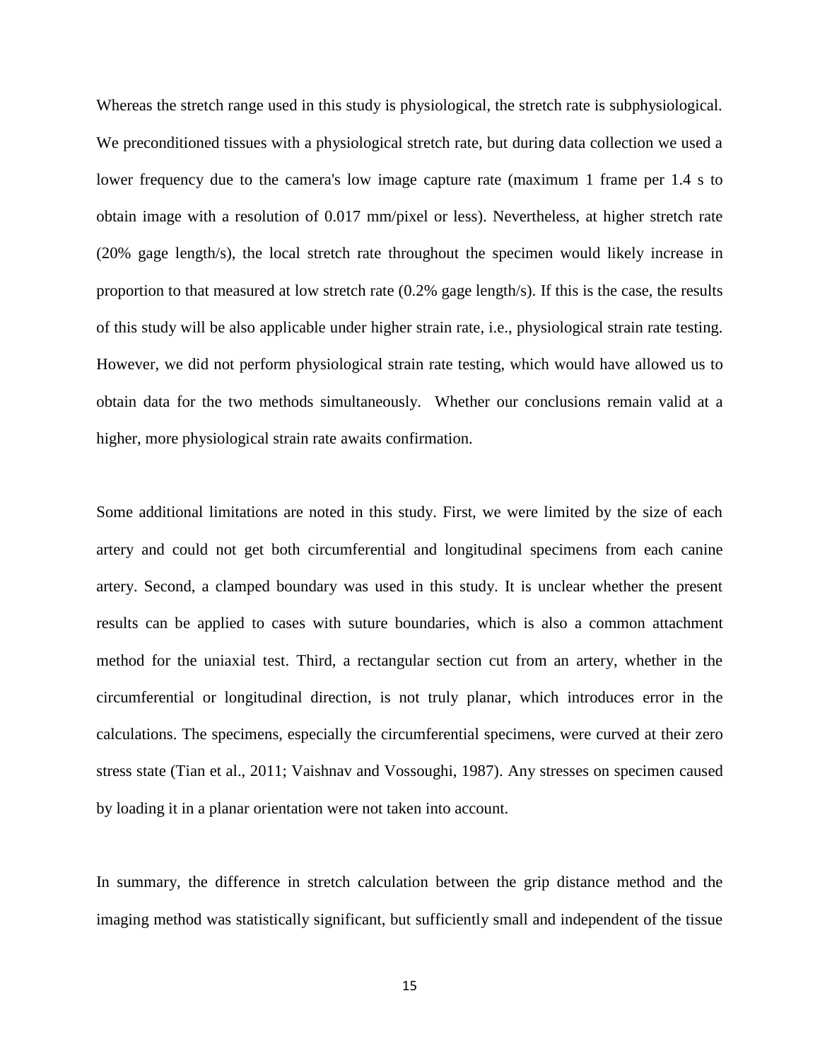Whereas the stretch range used in this study is physiological, the stretch rate is subphysiological. We preconditioned tissues with a physiological stretch rate, but during data collection we used a lower frequency due to the camera's low image capture rate (maximum 1 frame per 1.4 s to obtain image with a resolution of 0.017 mm/pixel or less). Nevertheless, at higher stretch rate (20% gage length/s), the local stretch rate throughout the specimen would likely increase in proportion to that measured at low stretch rate (0.2% gage length/s). If this is the case, the results of this study will be also applicable under higher strain rate, i.e., physiological strain rate testing. However, we did not perform physiological strain rate testing, which would have allowed us to obtain data for the two methods simultaneously. Whether our conclusions remain valid at a higher, more physiological strain rate awaits confirmation.

Some additional limitations are noted in this study. First, we were limited by the size of each artery and could not get both circumferential and longitudinal specimens from each canine artery. Second, a clamped boundary was used in this study. It is unclear whether the present results can be applied to cases with suture boundaries, which is also a common attachment method for the uniaxial test. Third, a rectangular section cut from an artery, whether in the circumferential or longitudinal direction, is not truly planar, which introduces error in the calculations. The specimens, especially the circumferential specimens, were curved at their zero stress state (Tian et al., 2011; Vaishnav and Vossoughi, 1987). Any stresses on specimen caused by loading it in a planar orientation were not taken into account.

In summary, the difference in stretch calculation between the grip distance method and the imaging method was statistically significant, but sufficiently small and independent of the tissue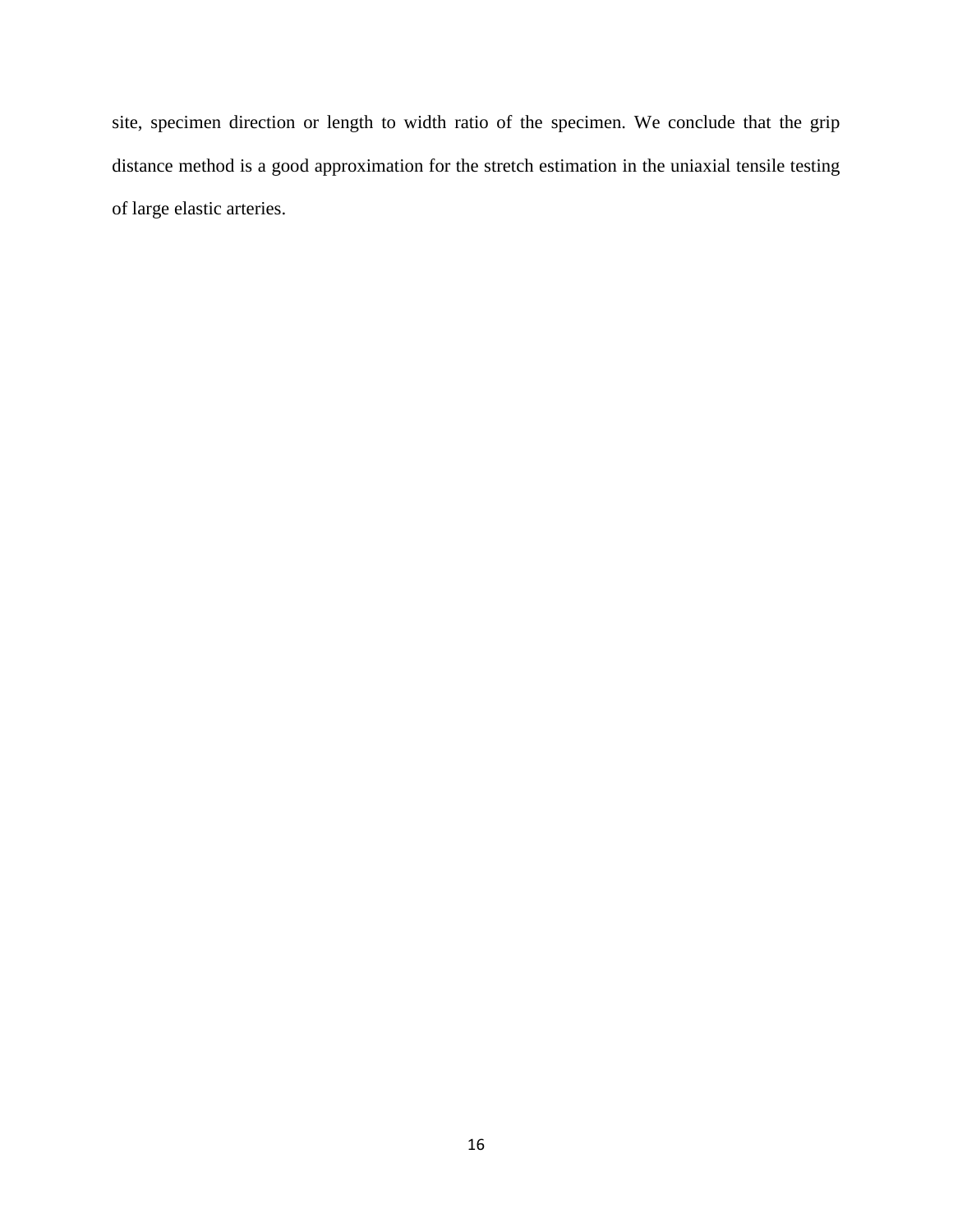site, specimen direction or length to width ratio of the specimen. We conclude that the grip distance method is a good approximation for the stretch estimation in the uniaxial tensile testing of large elastic arteries.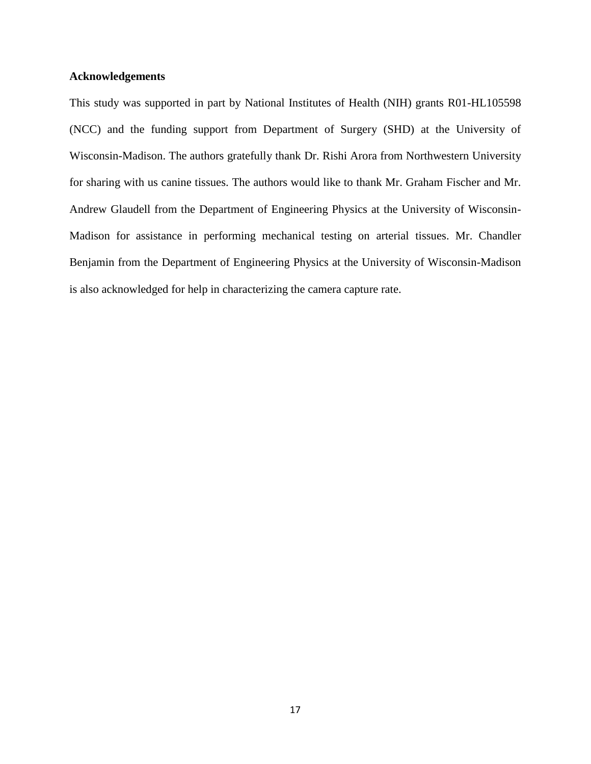## Acknowledgements

This study was supported in part by National Institutes of Health (NIH) grants R01-HL105598 (NCC) and the funding support from Department of Surgery (SHD) at the University of Wisconsin-Madison. The authors gratefully thank Dr. Rishi Arora from Northwestern University for sharing with us canine tissues. The authors would like to thank Mr. Graham Fischer and Mr. Andrew Glaudell from the Department of Engineering Physics at the University of Wisconsin-Madison for assistance in performing mechanical testing on arterial tissues. Mr. Chandler Benjamin from the Department of Engineering Physics at the University of Wisconsin-Madison is also acknowledged for help in characterizing the camera capture rate.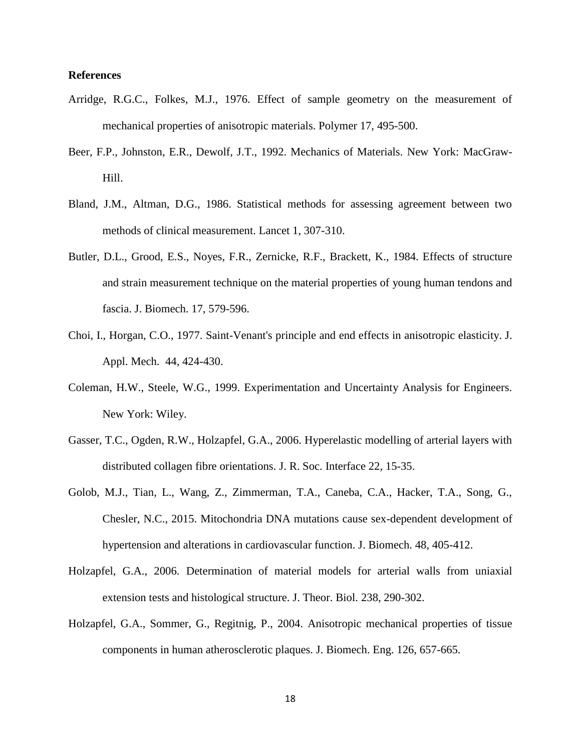**References**

Arridge, R.G.C., Folkes, M.J., 1976. Effect of sample geometry on the measurement of mechanical properties of anisotropic materials. Polymer 17, 495-500.

Beer, F.P., Johnston, E.R., Dewolf, J.T., 1992. Mechanics of Materials. New York: MacGraw-Hill.

Bland, J.M., Altman, D.G., 1986. Statistical methods for assessing agreement between two methods of clinical measurement. Lancet 1, 307-310.

Butler, D.L., Grood, E.S., Noyes, F.R., Zernicke, R.F., Brackett, K., 1984. Effects of structure and strain measurement technique on the material properties of young human tendons and fascia. J. Biomech. 17, 579-596.

Choi, I., Horgan, C.O., 1977. Saint-Venant's principle and end effects in anisotropic elasticity. J. Appl. Mech. 44, 424-430.

Coleman, H.W., Steele, W.G., 1999. Experimentation and Uncertainty Analysis for Engineers. New York: Wiley.

Gasser, T.C., Ogden, R.W., Holzapfel, G.A., 2006. Hyperelastic modelling of arterial layers with distributed collagen fibre orientations. J. R. Soc. Interface 22, 15-35.

Golob, M.J., Tian, L., Wang, Z., Zimmerman, T.A., Caneba, C.A., Hacker, T.A., Song, G., Chesler, N.C., 2015. Mitochondria DNA mutations cause sex-dependent development of hypertension and alterations in cardiovascular function. J. Biomech. 48, 405-412.

Holzapfel, G.A., 2006. Determination of material models for arterial walls from uniaxial extension tests and histological structure. J. Theor. Biol. 238, 290-302.

Holzapfel, G.A., Sommer, G., Regitnig, P., 2004. Anisotropic mechanical properties of tissue components in human atherosclerotic plaques. J. Biomech. Eng. 126, 657-665.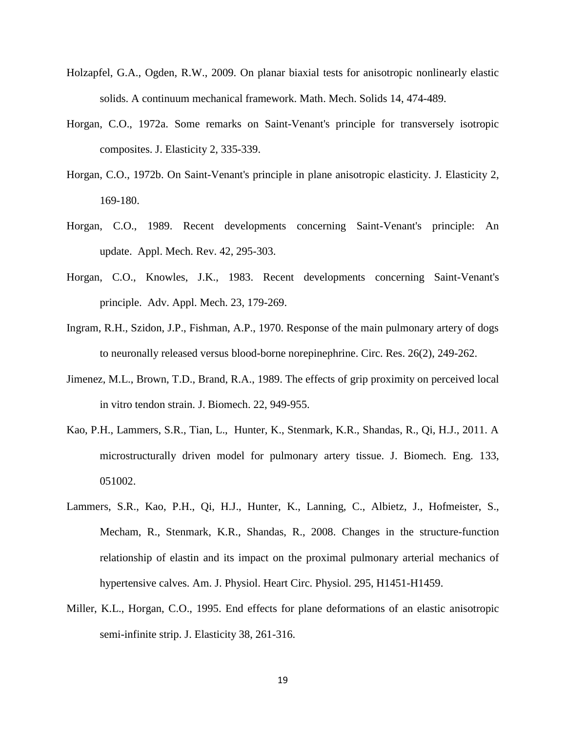Holzapfel, G.A., Ogden, R.W., 2009. On planar biaxial tests for anisotropic nonlinearly elastic solids. A continuum mechanical framework. Math. Mech. Solids 14, 474-489.

Horgan, C.O., 1972a. Some remarks on Saint-Venant's principle for transversely isotropic composites. J. Elasticity 2, 335-339.

Horgan, C.O., 1972b. On Saint-Venant's principle in plane anisotropic elasticity. J. Elasticity 2, 169-180.

Horgan, C.O., 1989. Recent developments concerning Saint-Venant's principle: An update. Appl. Mech. Rev. 42, 295-303.

Horgan, C.O., Knowles, J.K., 1983. Recent developments concerning Saint-Venant's principle. Adv. Appl. Mech. 23, 179-269.

Ingram, R.H., Szidon, J.P., Fishman, A.P., 1970. Response of the main pulmonary artery of dogs to neuronally released versus blood-borne norepinephrine. Circ. Res. 26(2), 249-262.

Jimenez, M.L., Brown, T.D., Brand, R.A., 1989. The effects of grip proximity on perceived local in vitro tendon strain. J. Biomech. 22, 949-955.

Kao, P.H., Lammers, S.R., Tian, L., Hunter, K., Stenmark, K.R., Shandas, R., Qi, H.J., 2011. A microstructurally driven model for pulmonary artery tissue. J. Biomech. Eng. 133, 051002.

Lammers, S.R., Kao, P.H., Qi, H.J., Hunter, K., Lanning, C., Albietz, J., Hofmeister, S., Mecham, R., Stenmark, K.R., Shandas, R., 2008. Changes in the structure-function relationship of elastin and its impact on the proximal pulmonary arterial mechanics of hypertensive calves. Am. J. Physiol. Heart Circ. Physiol. 295, H1451-H1459.

Miller, K.L., Horgan, C.O., 1995. End effects for plane deformations of an elastic anisotropic semi-infinite strip. J. Elasticity 38, 261-316.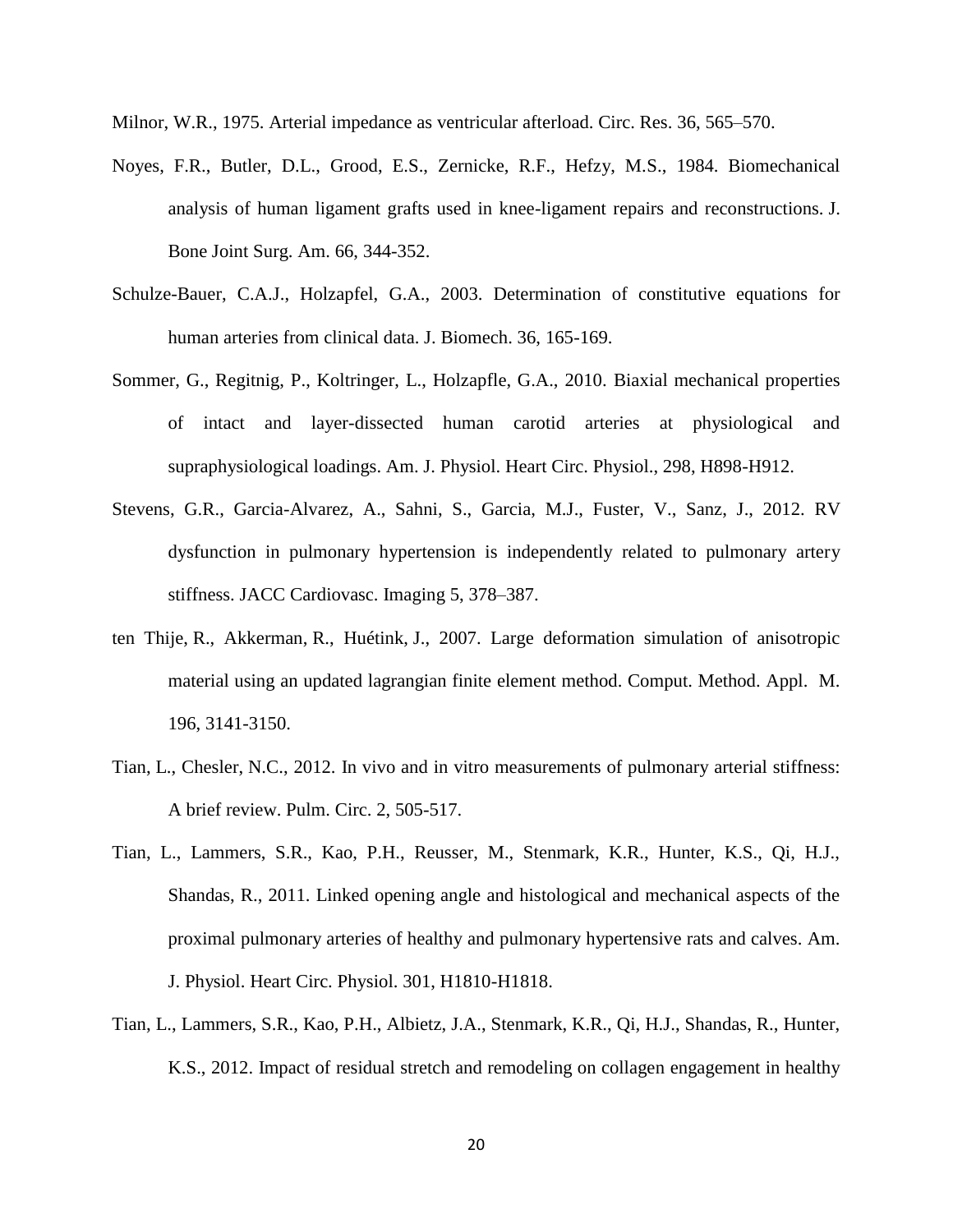Milnor, W.R., 1975. Arterial impedance as ventricular afterload. Circ. Res. 36, 565–570.

Noyes, F.R., Butler, D.L., Grood, E.S., Zernicke, R.F., Hefzy, M.S., 1984. Biomechanical analysis of human ligament grafts used in knee-ligament repairs and reconstructions. J. Bone Joint Surg. Am. 66, 344-352.

Schulze-Bauer, C.A.J., Holzapfel, G.A., 2003. Determination of constitutive equations for human arteries from clinical data. J. Biomech. 36, 165-169.

Sommer, G., Regitnig, P., Koltringer, L., Holzapfle, G.A., 2010. Biaxial mechanical properties of intact and layer-dissected human carotid arteries at physiological and supraphysiological loadings. Am. J. Physiol. Heart Circ. Physiol., 298, H898-H912.

Stevens, G.R., Garcia-Alvarez, A., Sahni, S., Garcia, M.J., Fuster, V., Sanz, J., 2012. RV dysfunction in pulmonary hypertension is independently related to pulmonary artery stiffness. JACC Cardiovasc. Imaging 5, 378–387.

ten Thije, R., Akkerman, R., Huétink, J., 2007. Large deformation simulation of anisotropic material using an updated lagrangian finite element method. Comput. Method. Appl. M. 196, 3141-3150.

Tian, L., Chesler, N.C., 2012. In vivo and in vitro measurements of pulmonary arterial stiffness: A brief review. Pulm. Circ. 2, 505-517.

Tian, L., Lammers, S.R., Kao, P.H., Reusser, M., Stenmark, K.R., Hunter, K.S., Qi, H.J., Shandas, R., 2011. Linked opening angle and histological and mechanical aspects of the proximal pulmonary arteries of healthy and pulmonary hypertensive rats and calves. Am. J. Physiol. Heart Circ. Physiol. 301, H1810-H1818.

Tian, L., Lammers, S.R., Kao, P.H., Albietz, J.A., Stenmark, K.R., Qi, H.J., Shandas, R., Hunter, K.S., 2012. Impact of residual stretch and remodeling on collagen engagement in healthy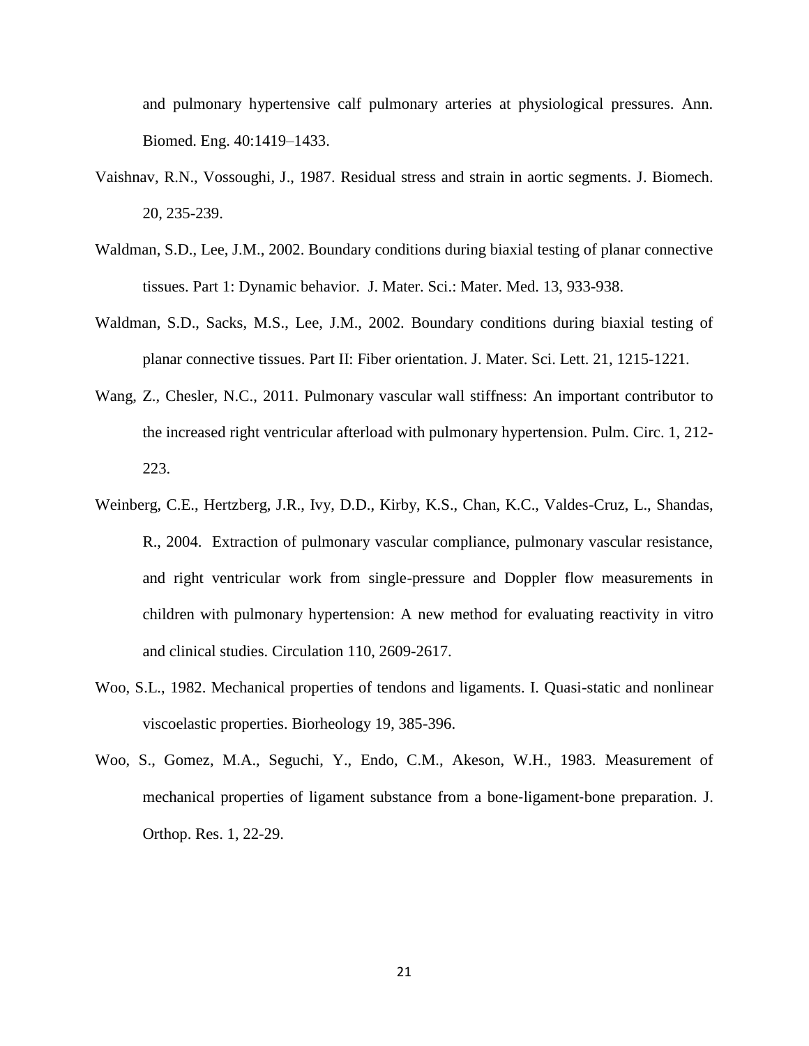and pulmonary hypertensive calf pulmonary arteries at physiological pressures. Ann. Biomed. Eng. 40:1419–1433.

Vaishnav, R.N., Vossoughi, J., 1987. Residual stress and strain in aortic segments. J. Biomech. 20, 235-239.

Waldman, S.D., Lee, J.M., 2002. Boundary conditions during biaxial testing of planar connective tissues. Part 1: Dynamic behavior. J. Mater. Sci.: Mater. Med. 13, 933-938.

Waldman, S.D., Sacks, M.S., Lee, J.M., 2002. Boundary conditions during biaxial testing of planar connective tissues. Part II: Fiber orientation. J. Mater. Sci. Lett. 21, 1215-1221.

Wang, Z., Chesler, N.C., 2011. Pulmonary vascular wall stiffness: An important contributor to the increased right ventricular afterload with pulmonary hypertension. Pulm. Circ. 1, 212-223.

Weinberg, C.E., Hertzberg, J.R., Ivy, D.D., Kirby, K.S., Chan, K.C., Valdes-Cruz, L., Shandas, R., 2004. Extraction of pulmonary vascular compliance, pulmonary vascular resistance, and right ventricular work from single-pressure and Doppler flow measurements in children with pulmonary hypertension: A new method for evaluating reactivity in vitro and clinical studies. Circulation 110, 2609-2617.

Woo, S.L., 1982. Mechanical properties of tendons and ligaments. I. Quasi-static and nonlinear viscoelastic properties. Biorheology 19, 385-396.

Woo, S., Gomez, M.A., Seguchi, Y., Endo, C.M., Akeson, W.H., 1983. Measurement of mechanical properties of ligament substance from a bone-ligament-bone preparation. J. Orthop. Res. 1, 22-29.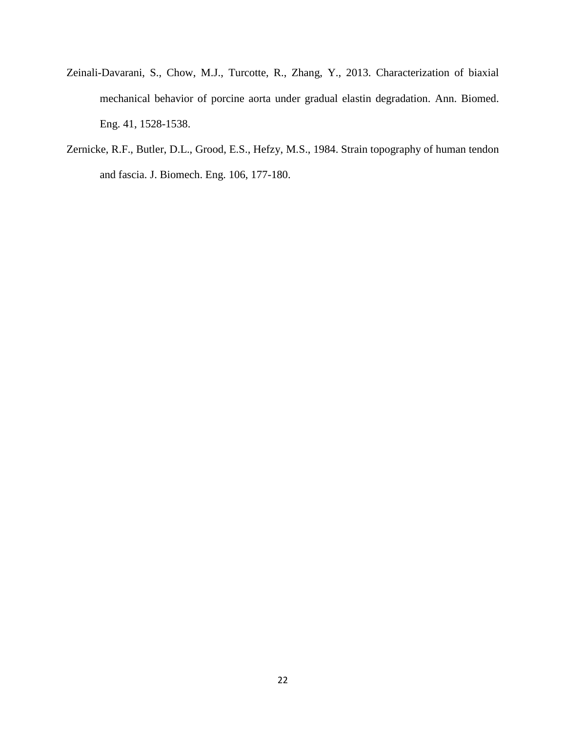Zeinali-Davarani, S., Chow, M.J., Turcotte, R., Zhang, Y., 2013. Characterization of biaxial mechanical behavior of porcine aorta under gradual elastin degradation. Ann. Biomed. Eng. 41, 1528-1538.

Zernicke, R.F., Butler, D.L., Grood, E.S., Hefzy, M.S., 1984. Strain topography of human tendon and fascia. J. Biomech. Eng. 106, 177-180.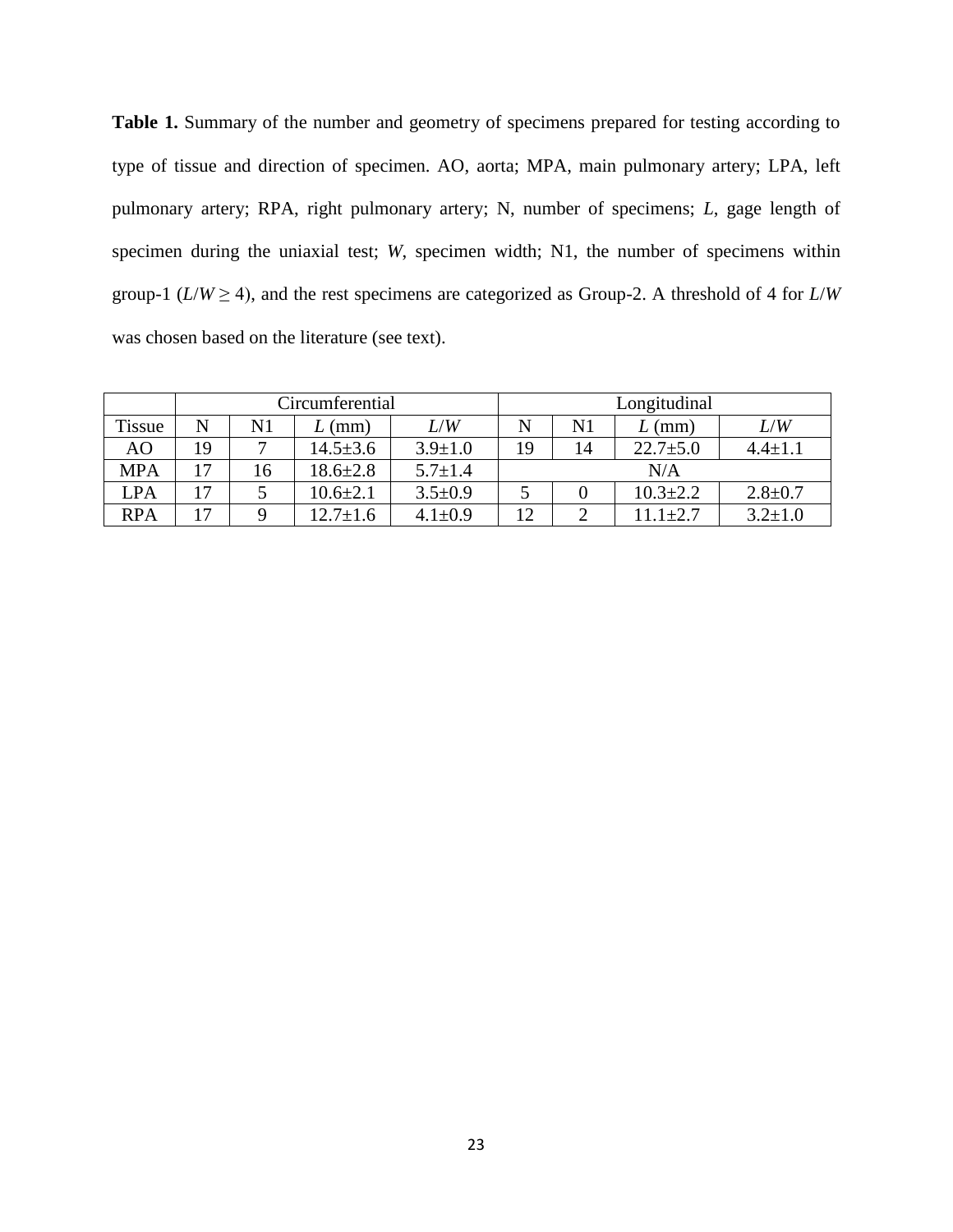**Table 1.** Summary of the number and geometry of specimens prepared for testing according to type of tissue and direction of specimen. AO, aorta; MPA, main pulmonary artery; LPA, left pulmonary artery; RPA, right pulmonary artery; N, number of specimens; $L$, gage length of specimen during the uniaxial test; $W$, specimen width; N1, the number of specimens within group-1 ($L/W \geq 4$), and the rest specimens are categorized as Group-2. A threshold of 4 for $L/W$ was chosen based on the literature (see text).

| | Circumferential | | | | Longitudinal | | | |
|---|---|---|---|---|---|---|---|---|
| Tissue | N | N1 | $L$ (mm) | $L/W$ | N | N1 | $L$ (mm) | $L/W$ |
| AO | 19 | 7 | 14.5±3.6 | 3.9±1.0 | 19 | 14 | 22.7±5.0 | 4.4±1.1 |
| MPA | 17 | 16 | 18.6±2.8 | 5.7±1.4 | N/A | | | |
| LPA | 17 | 5 | 10.6±2.1 | 3.5±0.9 | 5 | 0 | 10.3±2.2 | 2.8±0.7 |
| RPA | 17 | 9 | 12.7±1.6 | 4.1±0.9 | 12 | 2 | 11.1±2.7 | 3.2±1.0 |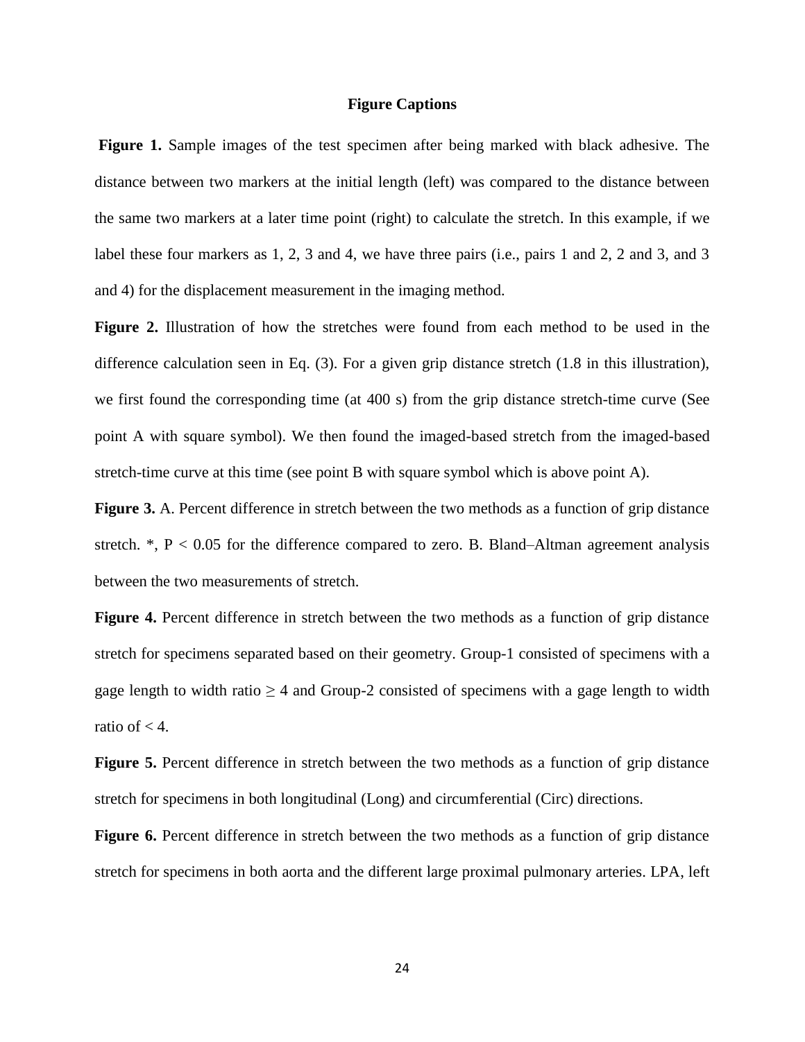# Figure Captions

**Figure 1.** Sample images of the test specimen after being marked with black adhesive. The distance between two markers at the initial length (left) was compared to the distance between the same two markers at a later time point (right) to calculate the stretch. In this example, if we label these four markers as 1, 2, 3 and 4, we have three pairs (i.e., pairs 1 and 2, 2 and 3, and 3 and 4) for the displacement measurement in the imaging method.

**Figure 2.** Illustration of how the stretches were found from each method to be used in the difference calculation seen in Eq. (3). For a given grip distance stretch (1.8 in this illustration), we first found the corresponding time (at 400 s) from the grip distance stretch-time curve (See point A with square symbol). We then found the imaged-based stretch from the imaged-based stretch-time curve at this time (see point B with square symbol which is above point A).

**Figure 3.** A. Percent difference in stretch between the two methods as a function of grip distance stretch. *, $P < 0.05$ for the difference compared to zero. B. Bland–Altman agreement analysis between the two measurements of stretch.

**Figure 4.** Percent difference in stretch between the two methods as a function of grip distance stretch for specimens separated based on their geometry. Group-1 consisted of specimens with a gage length to width ratio $\geq 4$ and Group-2 consisted of specimens with a gage length to width ratio of $< 4$.

**Figure 5.** Percent difference in stretch between the two methods as a function of grip distance stretch for specimens in both longitudinal (Long) and circumferential (Circ) directions.

**Figure 6.** Percent difference in stretch between the two methods as a function of grip distance stretch for specimens in both aorta and the different large proximal pulmonary arteries. LPA, left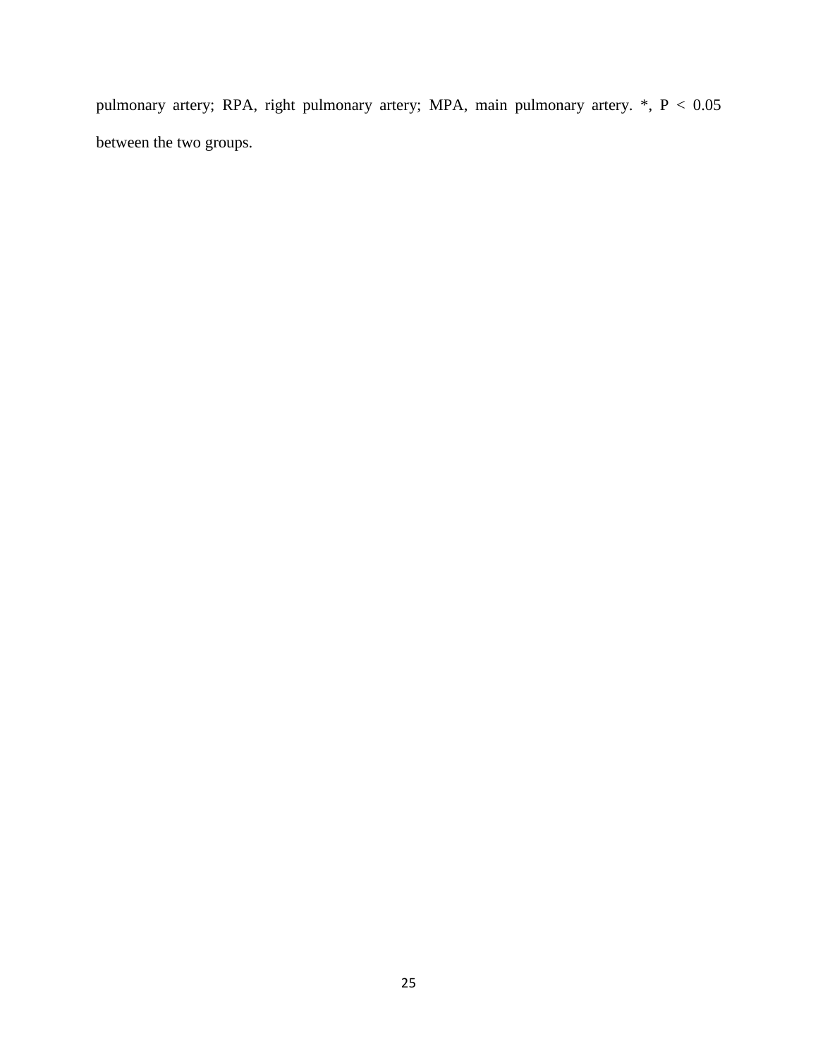pulmonary artery; RPA, right pulmonary artery; MPA, main pulmonary artery. *, $P < 0.05$ between the two groups.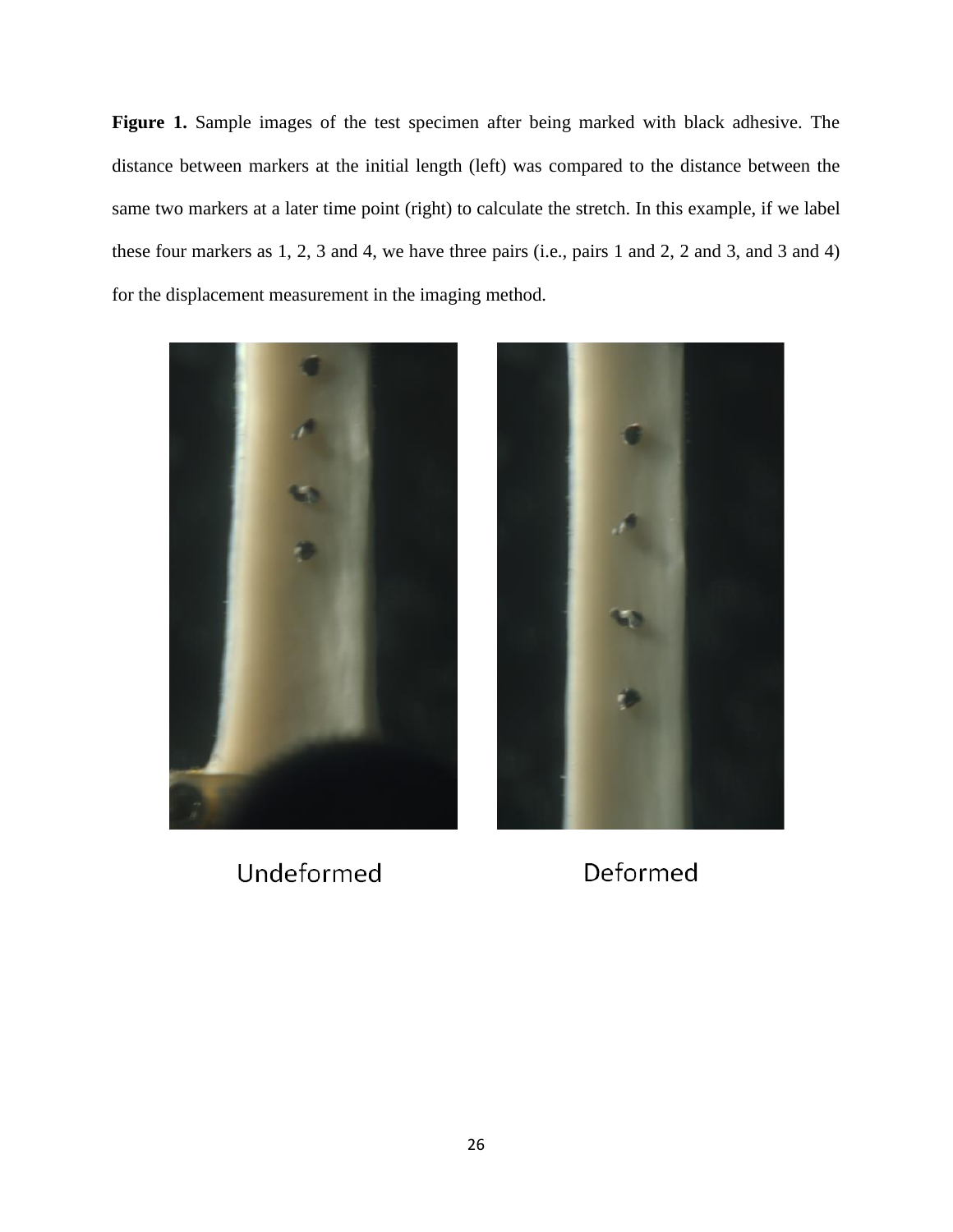**Figure 1.** Sample images of the test specimen after being marked with black adhesive. The distance between markers at the initial length (left) was compared to the distance between the same two markers at a later time point (right) to calculate the stretch. In this example, if we label these four markers as 1, 2, 3 and 4, we have three pairs (i.e., pairs 1 and 2, 2 and 3, and 3 and 4) for the displacement measurement in the imaging method.

Undeformed Deformed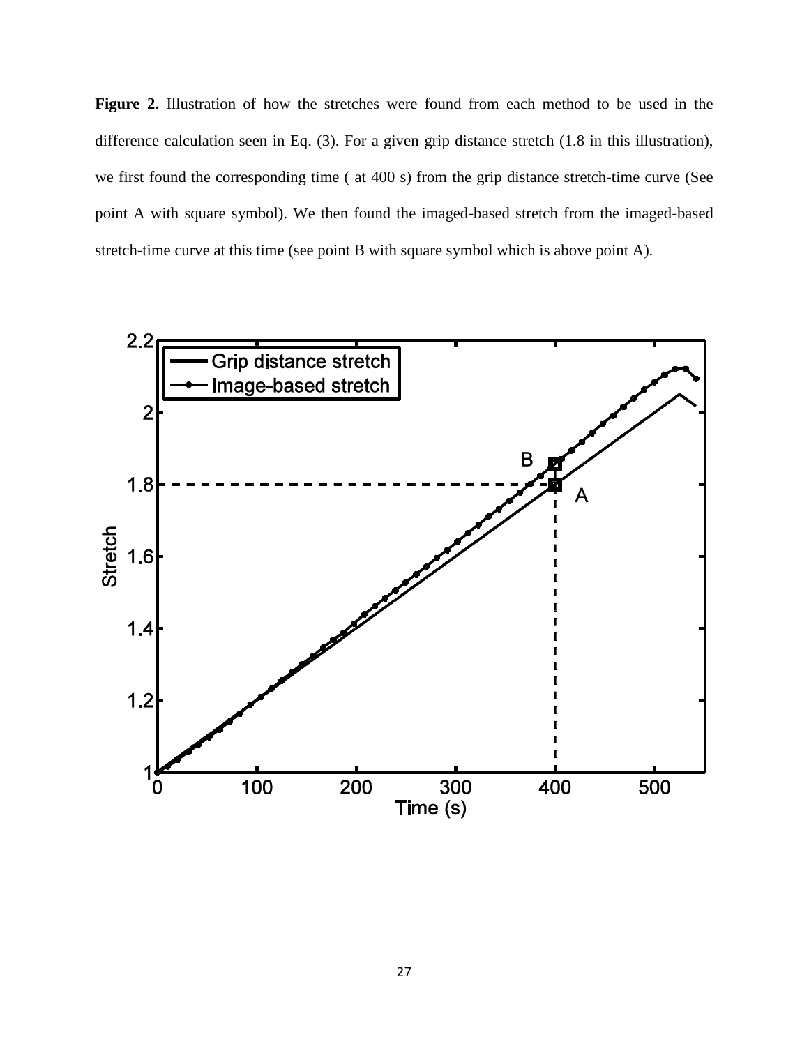**Figure 2.** Illustration of how the stretches were found from each method to be used in the difference calculation seen in Eq. (3). For a given grip distance stretch (1.8 in this illustration), we first found the corresponding time ( at 400 s) from the grip distance stretch-time curve (See point A with square symbol). We then found the imaged-based stretch from the imaged-based stretch-time curve at this time (see point B with square symbol which is above point A).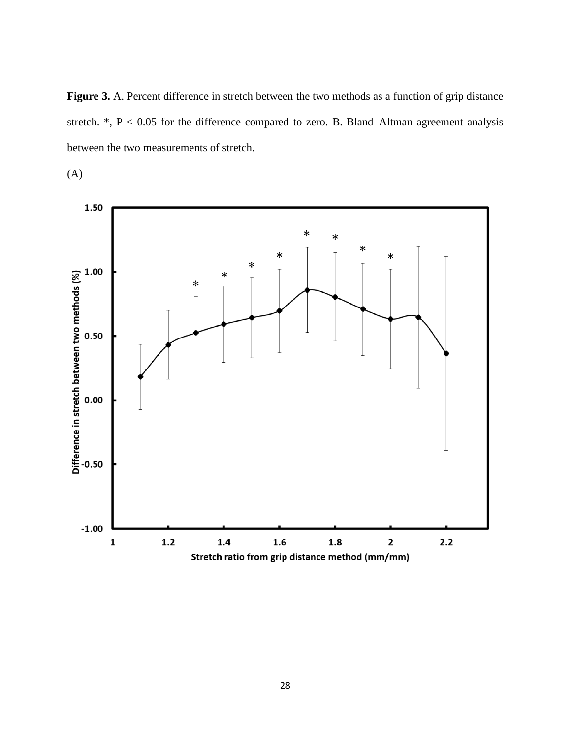**Figure 3.** A. Percent difference in stretch between the two methods as a function of grip distance stretch. *, P < 0.05 for the difference compared to zero. B. Bland–Altman agreement analysis between the two measurements of stretch.

(A)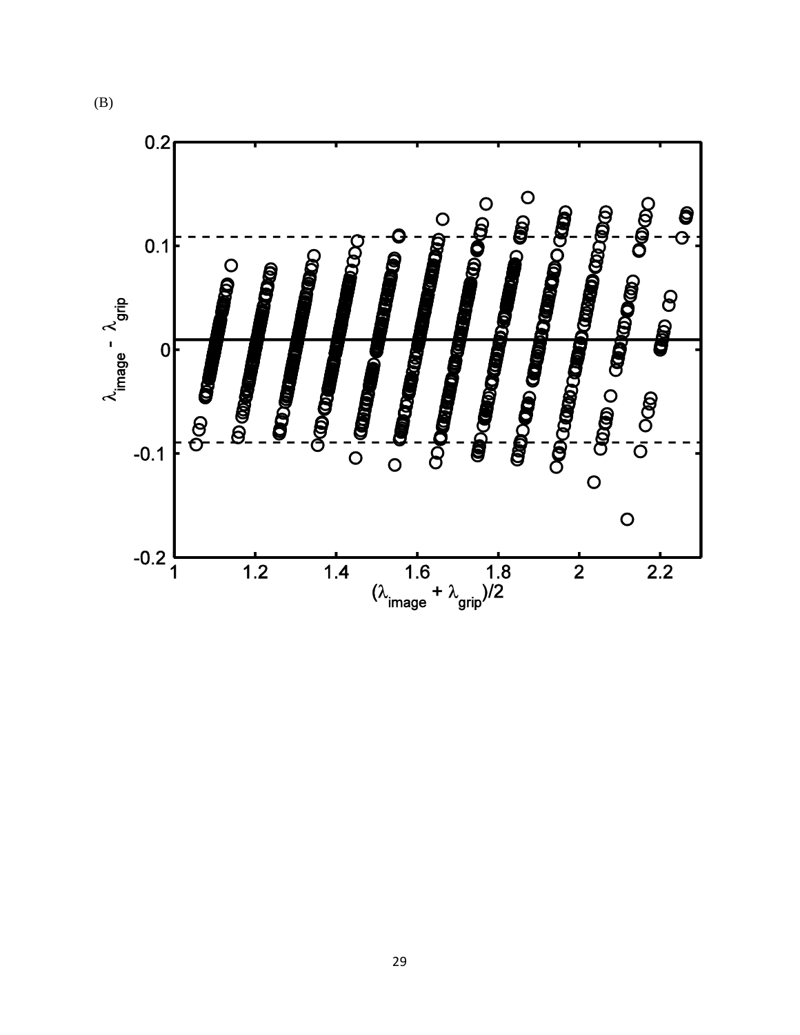(B)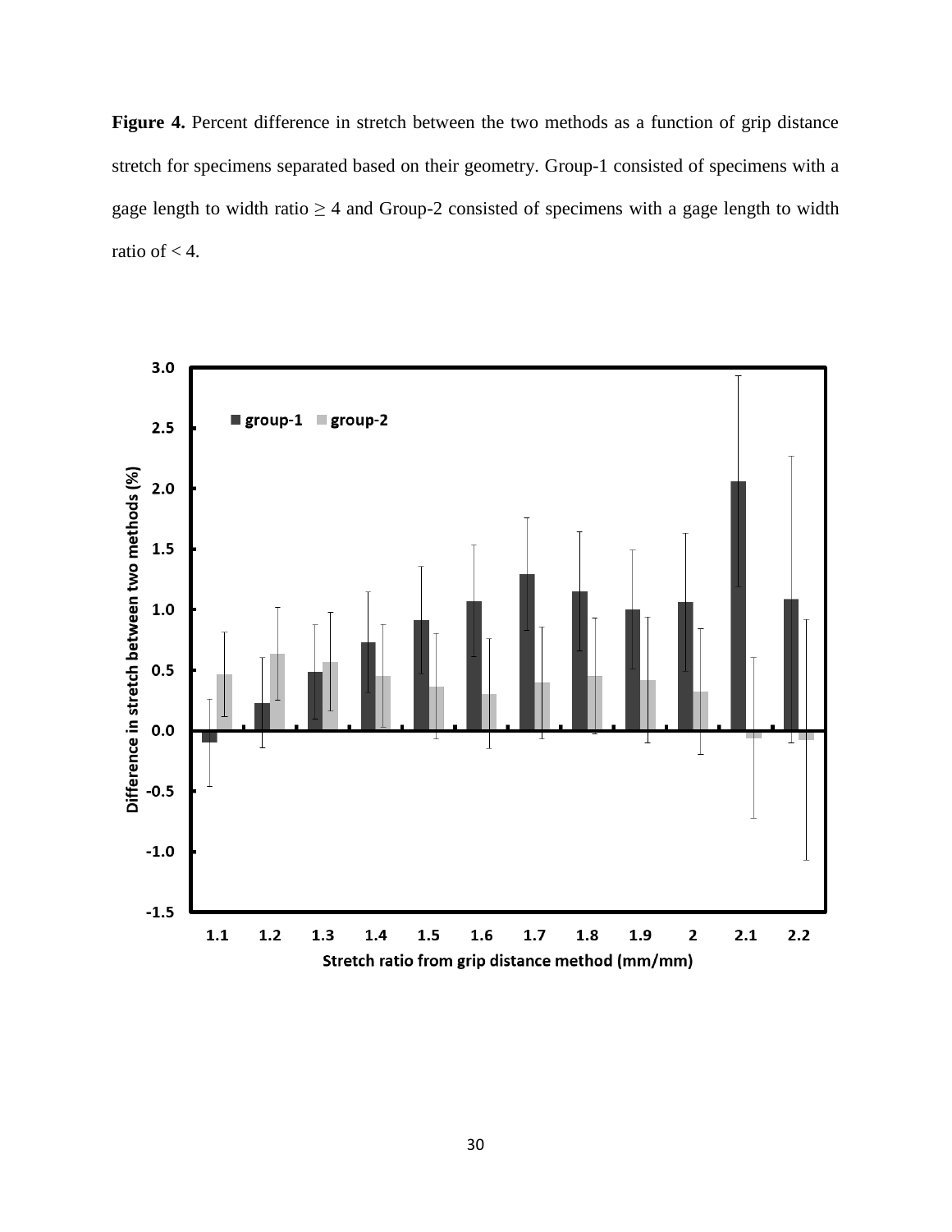**Figure 4.** Percent difference in stretch between the two methods as a function of grip distance stretch for specimens separated based on their geometry. Group-1 consisted of specimens with a gage length to width ratio ≥ 4 and Group-2 consisted of specimens with a gage length to width ratio of < 4.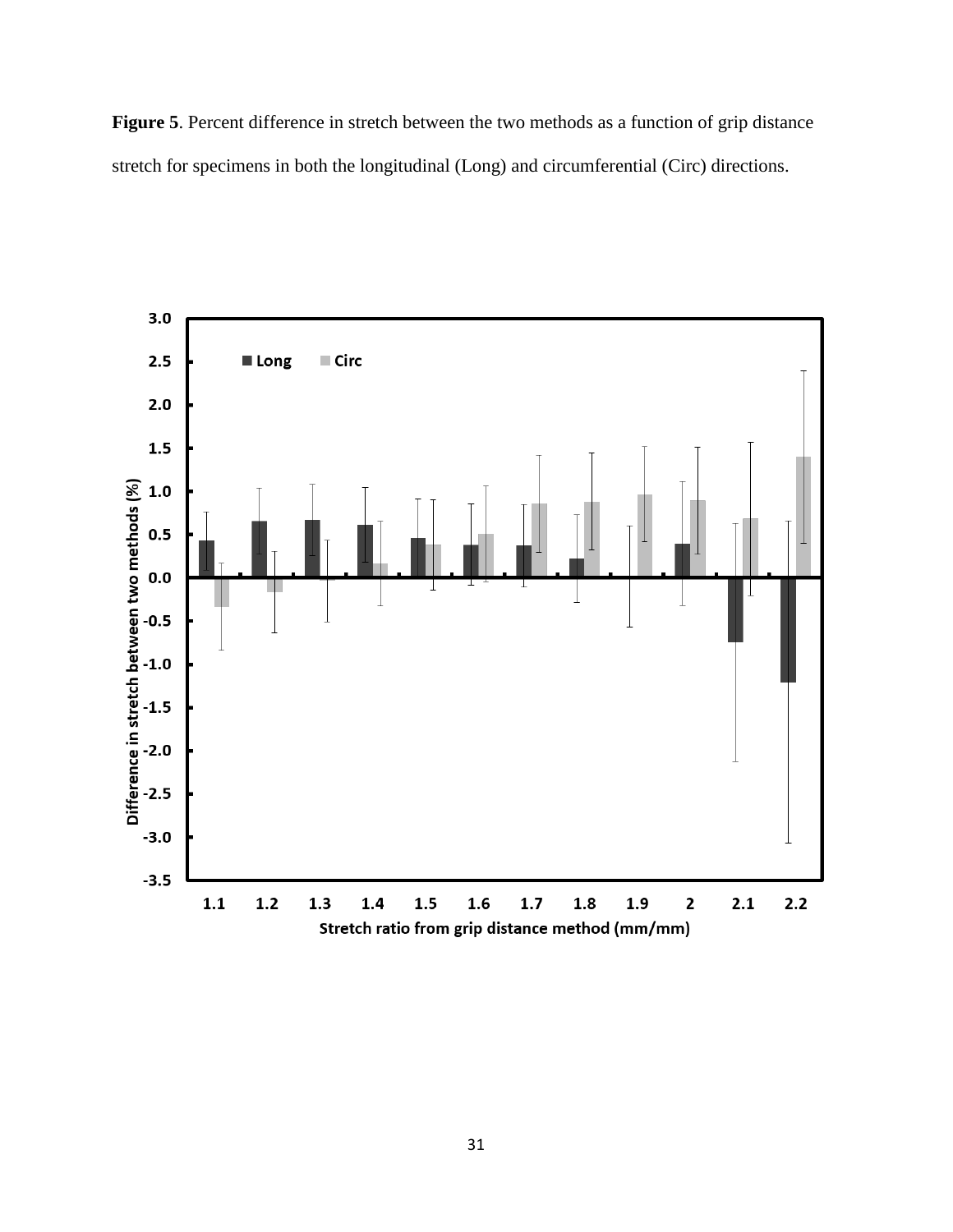**Figure 5**. Percent difference in stretch between the two methods as a function of grip distance stretch for specimens in both the longitudinal (Long) and circumferential (Circ) directions.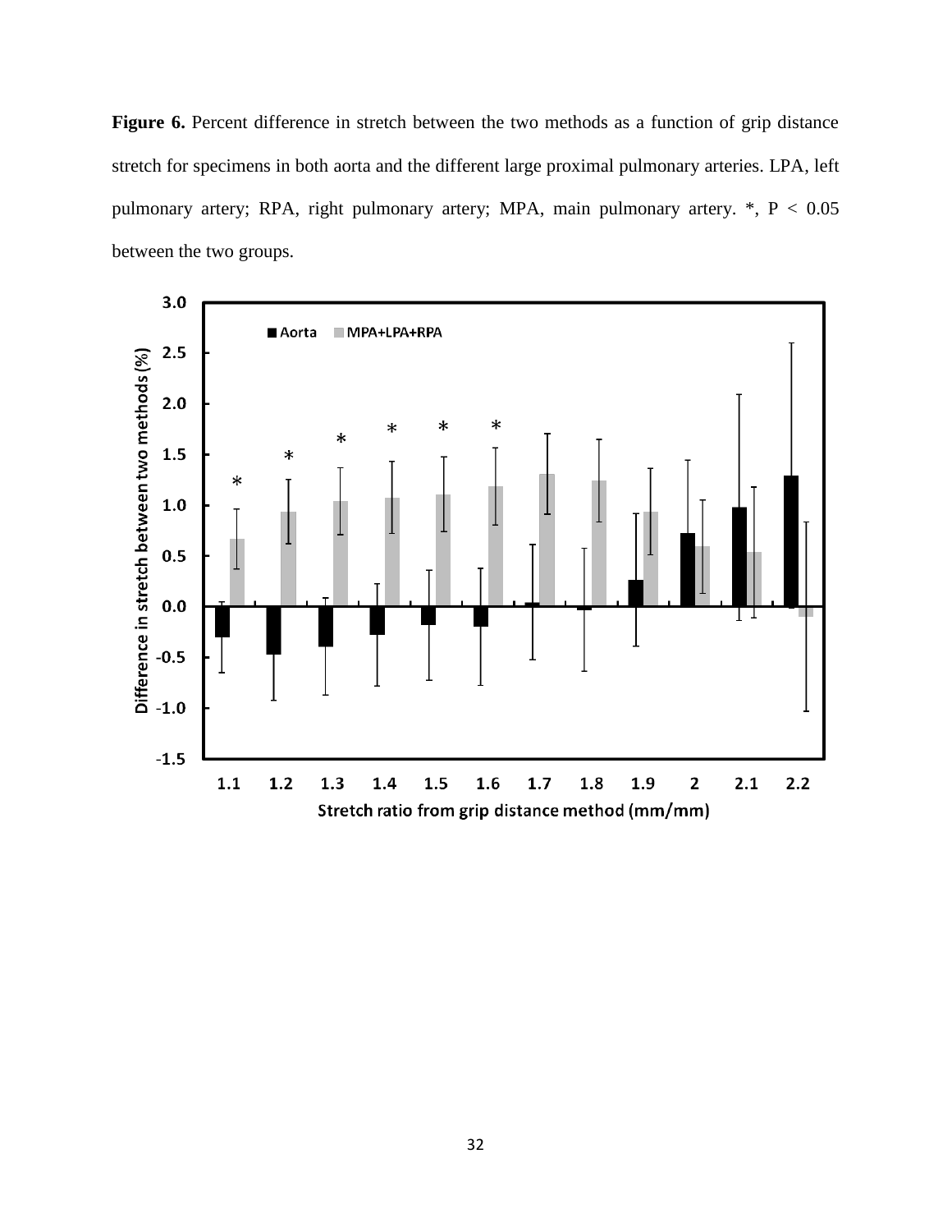**Figure 6.** Percent difference in stretch between the two methods as a function of grip distance stretch for specimens in both aorta and the different large proximal pulmonary arteries. LPA, left pulmonary artery; RPA, right pulmonary artery; MPA, main pulmonary artery. *, $P < 0.05$ between the two groups.

Aorta
MPA+LPA+RPA

Difference in stretch between two methods (%)

3.0
2.5
2.0
1.5
1.0
0.5
0.0
-0.5
-1.0
-1.5

1.1 1.2 1.3 1.4 1.5 1.6 1.7 1.8 1.9 2 2.1 2.2

Stretch ratio from grip distance method (mm/mm)

* * * * * *